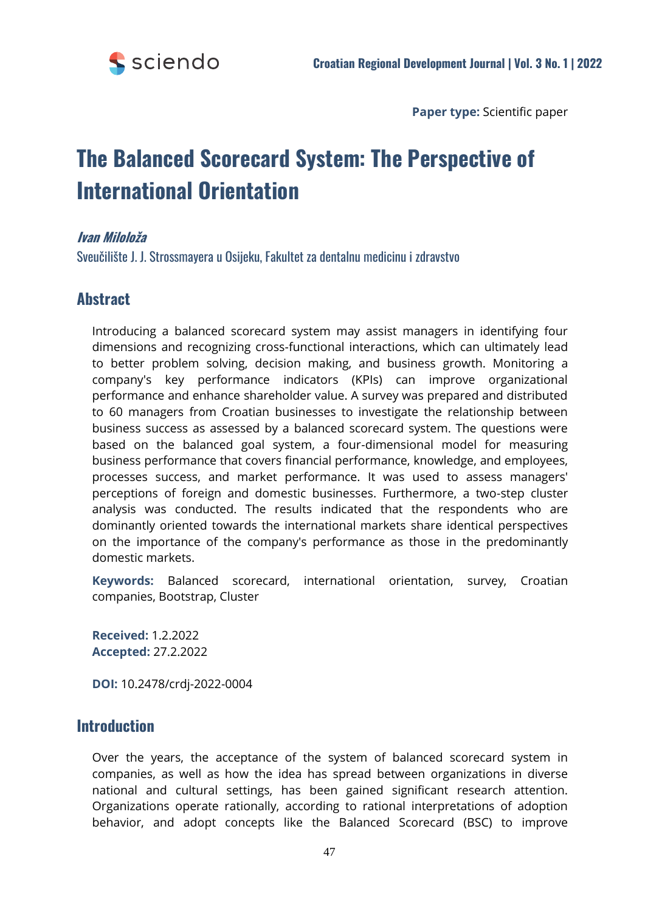**Paper type:** Scientific paper

# The Balanced Scorecard System: The Perspective of International Orientation

***Ivan Miloloža***

Sveučilište J. J. Strossmayera u Osijeku, Fakultet za dentalnu medicinu i zdravstvo

## Abstract

Introducing a balanced scorecard system may assist managers in identifying four dimensions and recognizing cross-functional interactions, which can ultimately lead to better problem solving, decision making, and business growth. Monitoring a company's key performance indicators (KPIs) can improve organizational performance and enhance shareholder value. A survey was prepared and distributed to 60 managers from Croatian businesses to investigate the relationship between business success as assessed by a balanced scorecard system. The questions were based on the balanced goal system, a four-dimensional model for measuring business performance that covers financial performance, knowledge, and employees, processes success, and market performance. It was used to assess managers' perceptions of foreign and domestic businesses. Furthermore, a two-step cluster analysis was conducted. The results indicated that the respondents who are dominantly oriented towards the international markets share identical perspectives on the importance of the company's performance as those in the predominantly domestic markets.

**Keywords:** Balanced scorecard, international orientation, survey, Croatian companies, Bootstrap, Cluster

**Received:** 1.2.2022
**Accepted:** 27.2.2022

**DOI:** 10.2478/crdj-2022-0004

## Introduction

Over the years, the acceptance of the system of balanced scorecard system in companies, as well as how the idea has spread between organizations in diverse national and cultural settings, has been gained significant research attention. Organizations operate rationally, according to rational interpretations of adoption behavior, and adopt concepts like the Balanced Scorecard (BSC) to improve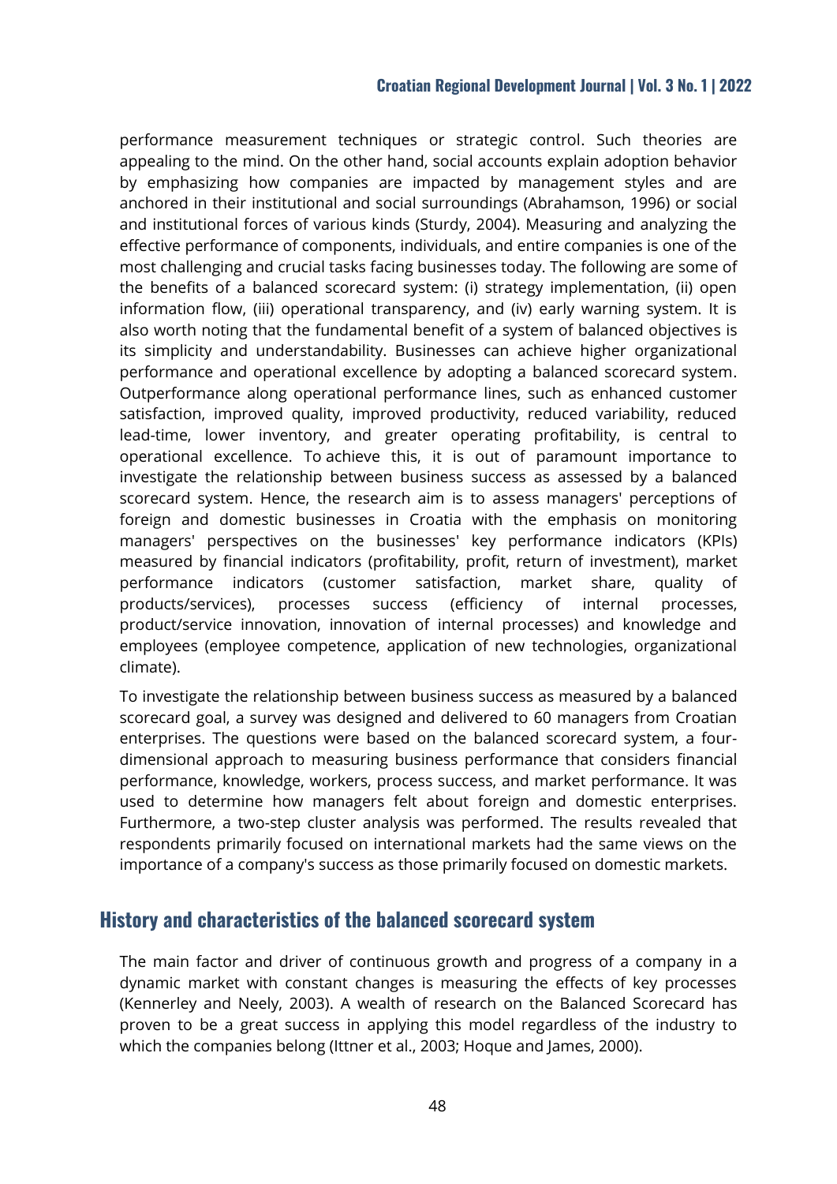performance measurement techniques or strategic control. Such theories are appealing to the mind. On the other hand, social accounts explain adoption behavior by emphasizing how companies are impacted by management styles and are anchored in their institutional and social surroundings (Abrahamson, 1996) or social and institutional forces of various kinds (Sturdy, 2004). Measuring and analyzing the effective performance of components, individuals, and entire companies is one of the most challenging and crucial tasks facing businesses today. The following are some of the benefits of a balanced scorecard system: (i) strategy implementation, (ii) open information flow, (iii) operational transparency, and (iv) early warning system. It is also worth noting that the fundamental benefit of a system of balanced objectives is its simplicity and understandability. Businesses can achieve higher organizational performance and operational excellence by adopting a balanced scorecard system. Outperformance along operational performance lines, such as enhanced customer satisfaction, improved quality, improved productivity, reduced variability, reduced lead-time, lower inventory, and greater operating profitability, is central to operational excellence. To achieve this, it is out of paramount importance to investigate the relationship between business success as assessed by a balanced scorecard system. Hence, the research aim is to assess managers' perceptions of foreign and domestic businesses in Croatia with the emphasis on monitoring managers' perspectives on the businesses' key performance indicators (KPIs) measured by financial indicators (profitability, profit, return of investment), market performance indicators (customer satisfaction, market share, quality of products/services), processes success (efficiency of internal processes, product/service innovation, innovation of internal processes) and knowledge and employees (employee competence, application of new technologies, organizational climate).

To investigate the relationship between business success as measured by a balanced scorecard goal, a survey was designed and delivered to 60 managers from Croatian enterprises. The questions were based on the balanced scorecard system, a four-dimensional approach to measuring business performance that considers financial performance, knowledge, workers, process success, and market performance. It was used to determine how managers felt about foreign and domestic enterprises. Furthermore, a two-step cluster analysis was performed. The results revealed that respondents primarily focused on international markets had the same views on the importance of a company's success as those primarily focused on domestic markets.

## History and characteristics of the balanced scorecard system

The main factor and driver of continuous growth and progress of a company in a dynamic market with constant changes is measuring the effects of key processes (Kennerley and Neely, 2003). A wealth of research on the Balanced Scorecard has proven to be a great success in applying this model regardless of the industry to which the companies belong (Ittner et al., 2003; Hoque and James, 2000).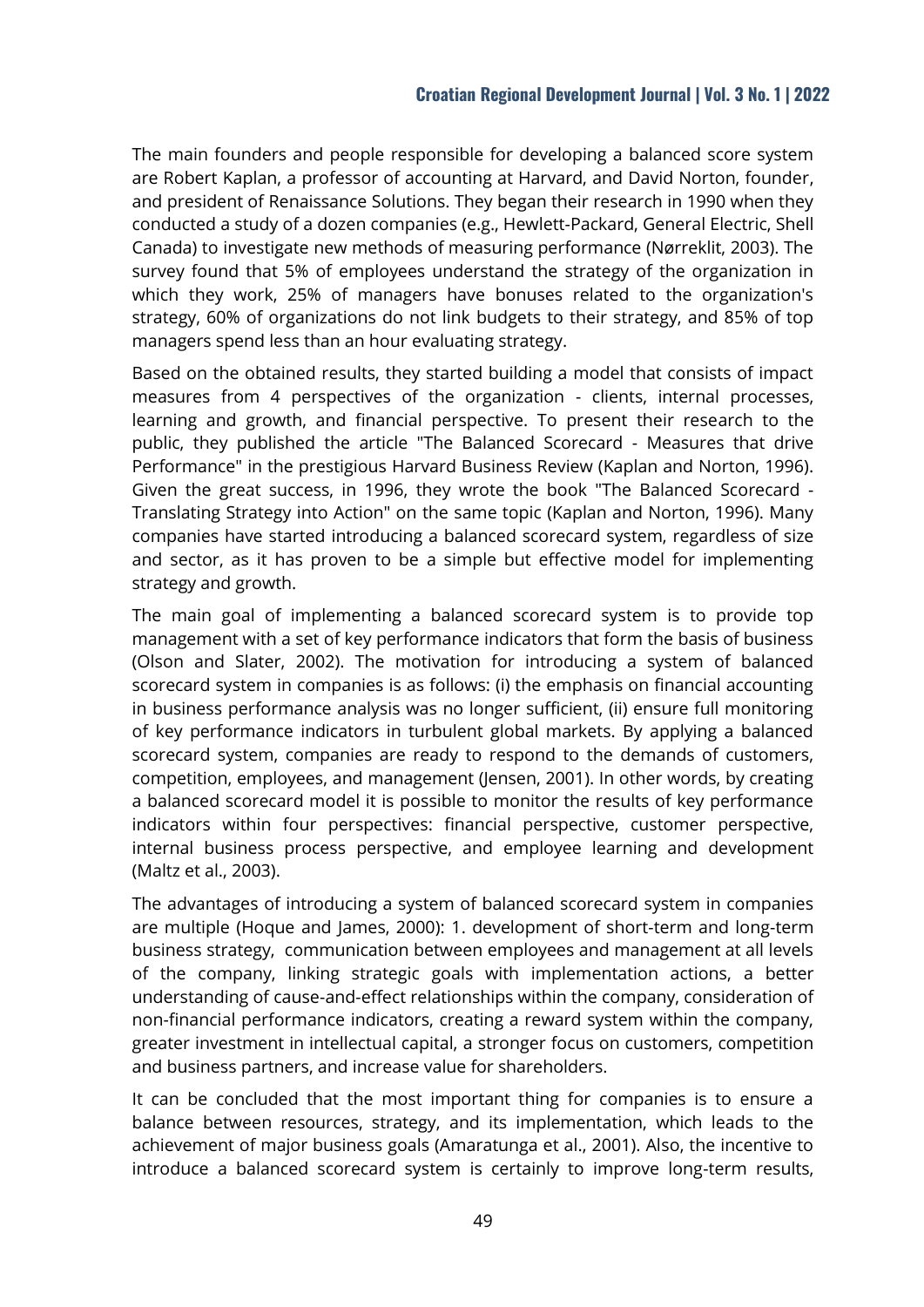The main founders and people responsible for developing a balanced score system are Robert Kaplan, a professor of accounting at Harvard, and David Norton, founder, and president of Renaissance Solutions. They began their research in 1990 when they conducted a study of a dozen companies (e.g., Hewlett-Packard, General Electric, Shell Canada) to investigate new methods of measuring performance (Nørreklit, 2003). The survey found that 5% of employees understand the strategy of the organization in which they work, 25% of managers have bonuses related to the organization's strategy, 60% of organizations do not link budgets to their strategy, and 85% of top managers spend less than an hour evaluating strategy.

Based on the obtained results, they started building a model that consists of impact measures from 4 perspectives of the organization - clients, internal processes, learning and growth, and financial perspective. To present their research to the public, they published the article "The Balanced Scorecard - Measures that drive Performance" in the prestigious Harvard Business Review (Kaplan and Norton, 1996). Given the great success, in 1996, they wrote the book "The Balanced Scorecard - Translating Strategy into Action" on the same topic (Kaplan and Norton, 1996). Many companies have started introducing a balanced scorecard system, regardless of size and sector, as it has proven to be a simple but effective model for implementing strategy and growth.

The main goal of implementing a balanced scorecard system is to provide top management with a set of key performance indicators that form the basis of business (Olson and Slater, 2002). The motivation for introducing a system of balanced scorecard system in companies is as follows: (i) the emphasis on financial accounting in business performance analysis was no longer sufficient, (ii) ensure full monitoring of key performance indicators in turbulent global markets. By applying a balanced scorecard system, companies are ready to respond to the demands of customers, competition, employees, and management (Jensen, 2001). In other words, by creating a balanced scorecard model it is possible to monitor the results of key performance indicators within four perspectives: financial perspective, customer perspective, internal business process perspective, and employee learning and development (Maltz et al., 2003).

The advantages of introducing a system of balanced scorecard system in companies are multiple (Hoque and James, 2000): 1. development of short-term and long-term business strategy, communication between employees and management at all levels of the company, linking strategic goals with implementation actions, a better understanding of cause-and-effect relationships within the company, consideration of non-financial performance indicators, creating a reward system within the company, greater investment in intellectual capital, a stronger focus on customers, competition and business partners, and increase value for shareholders.

It can be concluded that the most important thing for companies is to ensure a balance between resources, strategy, and its implementation, which leads to the achievement of major business goals (Amaratunga et al., 2001). Also, the incentive to introduce a balanced scorecard system is certainly to improve long-term results,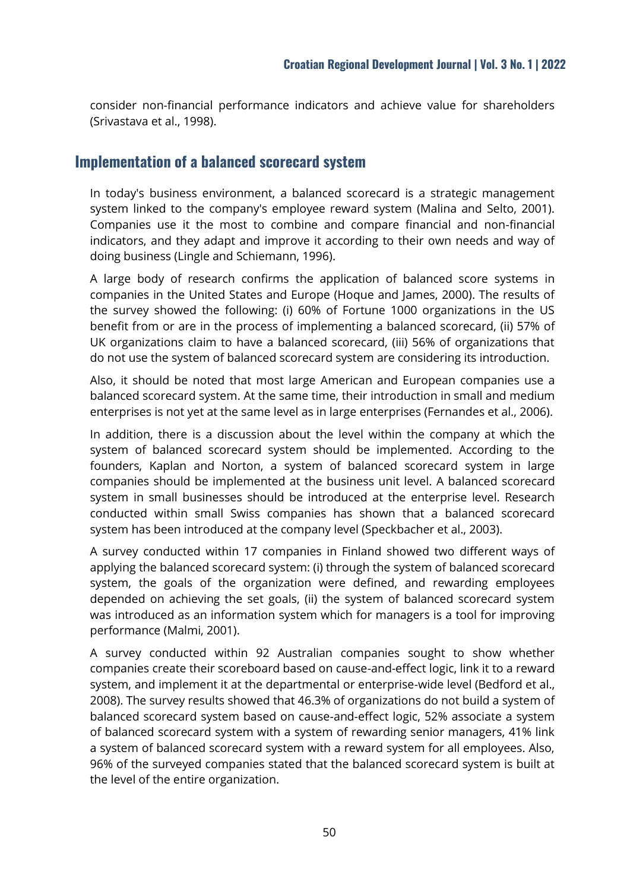consider non-financial performance indicators and achieve value for shareholders (Srivastava et al., 1998).

## Implementation of a balanced scorecard system

In today's business environment, a balanced scorecard is a strategic management system linked to the company's employee reward system (Malina and Selto, 2001). Companies use it the most to combine and compare financial and non-financial indicators, and they adapt and improve it according to their own needs and way of doing business (Lingle and Schiemann, 1996).

A large body of research confirms the application of balanced score systems in companies in the United States and Europe (Hoque and James, 2000). The results of the survey showed the following: (i) 60% of Fortune 1000 organizations in the US benefit from or are in the process of implementing a balanced scorecard, (ii) 57% of UK organizations claim to have a balanced scorecard, (iii) 56% of organizations that do not use the system of balanced scorecard system are considering its introduction.

Also, it should be noted that most large American and European companies use a balanced scorecard system. At the same time, their introduction in small and medium enterprises is not yet at the same level as in large enterprises (Fernandes et al., 2006).

In addition, there is a discussion about the level within the company at which the system of balanced scorecard system should be implemented. According to the founders, Kaplan and Norton, a system of balanced scorecard system in large companies should be implemented at the business unit level. A balanced scorecard system in small businesses should be introduced at the enterprise level. Research conducted within small Swiss companies has shown that a balanced scorecard system has been introduced at the company level (Speckbacher et al., 2003).

A survey conducted within 17 companies in Finland showed two different ways of applying the balanced scorecard system: (i) through the system of balanced scorecard system, the goals of the organization were defined, and rewarding employees depended on achieving the set goals, (ii) the system of balanced scorecard system was introduced as an information system which for managers is a tool for improving performance (Malmi, 2001).

A survey conducted within 92 Australian companies sought to show whether companies create their scoreboard based on cause-and-effect logic, link it to a reward system, and implement it at the departmental or enterprise-wide level (Bedford et al., 2008). The survey results showed that 46.3% of organizations do not build a system of balanced scorecard system based on cause-and-effect logic, 52% associate a system of balanced scorecard system with a system of rewarding senior managers, 41% link a system of balanced scorecard system with a reward system for all employees. Also, 96% of the surveyed companies stated that the balanced scorecard system is built at the level of the entire organization.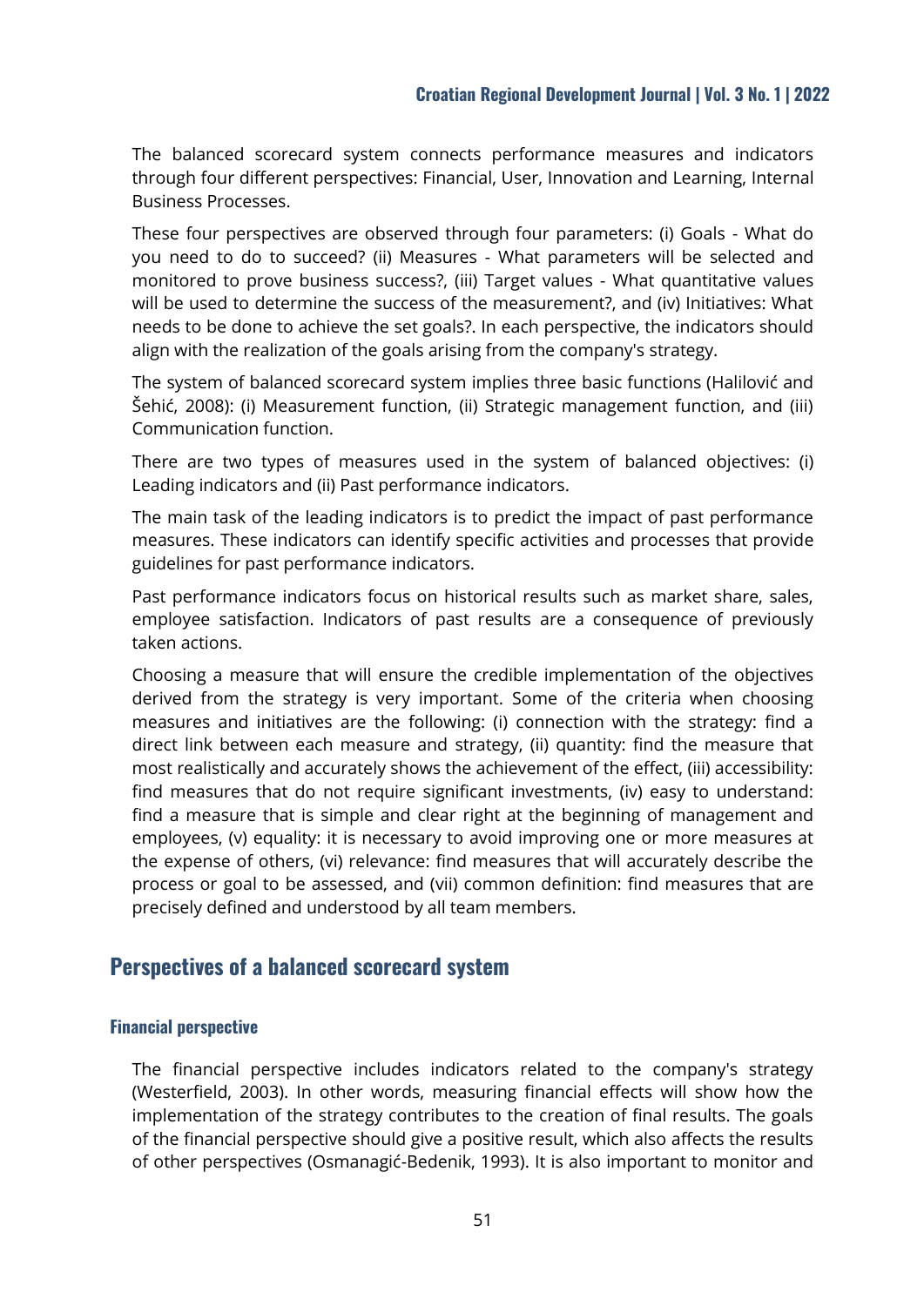The balanced scorecard system connects performance measures and indicators through four different perspectives: Financial, User, Innovation and Learning, Internal Business Processes.

These four perspectives are observed through four parameters: (i) Goals - What do you need to do to succeed? (ii) Measures - What parameters will be selected and monitored to prove business success?, (iii) Target values - What quantitative values will be used to determine the success of the measurement?, and (iv) Initiatives: What needs to be done to achieve the set goals?. In each perspective, the indicators should align with the realization of the goals arising from the company's strategy.

The system of balanced scorecard system implies three basic functions (Halilović and Šehić, 2008): (i) Measurement function, (ii) Strategic management function, and (iii) Communication function.

There are two types of measures used in the system of balanced objectives: (i) Leading indicators and (ii) Past performance indicators.

The main task of the leading indicators is to predict the impact of past performance measures. These indicators can identify specific activities and processes that provide guidelines for past performance indicators.

Past performance indicators focus on historical results such as market share, sales, employee satisfaction. Indicators of past results are a consequence of previously taken actions.

Choosing a measure that will ensure the credible implementation of the objectives derived from the strategy is very important. Some of the criteria when choosing measures and initiatives are the following: (i) connection with the strategy: find a direct link between each measure and strategy, (ii) quantity: find the measure that most realistically and accurately shows the achievement of the effect, (iii) accessibility: find measures that do not require significant investments, (iv) easy to understand: find a measure that is simple and clear right at the beginning of management and employees, (v) equality: it is necessary to avoid improving one or more measures at the expense of others, (vi) relevance: find measures that will accurately describe the process or goal to be assessed, and (vii) common definition: find measures that are precisely defined and understood by all team members.

## Perspectives of a balanced scorecard system

### Financial perspective

The financial perspective includes indicators related to the company's strategy (Westerfield, 2003). In other words, measuring financial effects will show how the implementation of the strategy contributes to the creation of final results. The goals of the financial perspective should give a positive result, which also affects the results of other perspectives (Osmanagić-Bedenik, 1993). It is also important to monitor and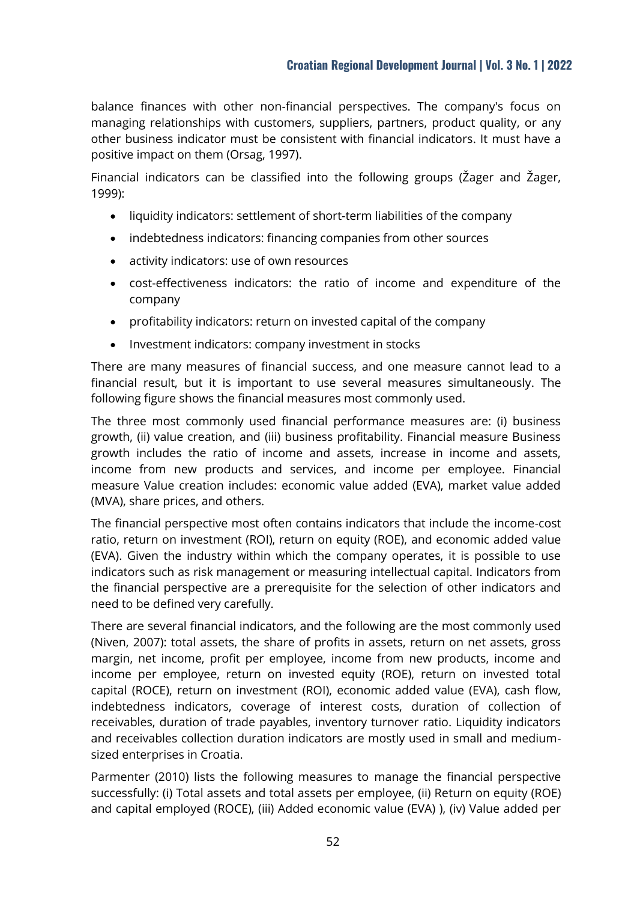balance finances with other non-financial perspectives. The company's focus on managing relationships with customers, suppliers, partners, product quality, or any other business indicator must be consistent with financial indicators. It must have a positive impact on them (Orsag, 1997).

Financial indicators can be classified into the following groups (Žager and Žager, 1999):

- liquidity indicators: settlement of short-term liabilities of the company
- indebtedness indicators: financing companies from other sources
- activity indicators: use of own resources
- cost-effectiveness indicators: the ratio of income and expenditure of the company
- profitability indicators: return on invested capital of the company
- Investment indicators: company investment in stocks

There are many measures of financial success, and one measure cannot lead to a financial result, but it is important to use several measures simultaneously. The following figure shows the financial measures most commonly used.

The three most commonly used financial performance measures are: (i) business growth, (ii) value creation, and (iii) business profitability. Financial measure Business growth includes the ratio of income and assets, increase in income and assets, income from new products and services, and income per employee. Financial measure Value creation includes: economic value added (EVA), market value added (MVA), share prices, and others.

The financial perspective most often contains indicators that include the income-cost ratio, return on investment (ROI), return on equity (ROE), and economic added value (EVA). Given the industry within which the company operates, it is possible to use indicators such as risk management or measuring intellectual capital. Indicators from the financial perspective are a prerequisite for the selection of other indicators and need to be defined very carefully.

There are several financial indicators, and the following are the most commonly used (Niven, 2007): total assets, the share of profits in assets, return on net assets, gross margin, net income, profit per employee, income from new products, income and income per employee, return on invested equity (ROE), return on invested total capital (ROCE), return on investment (ROI), economic added value (EVA), cash flow, indebtedness indicators, coverage of interest costs, duration of collection of receivables, duration of trade payables, inventory turnover ratio. Liquidity indicators and receivables collection duration indicators are mostly used in small and medium-sized enterprises in Croatia.

Parmenter (2010) lists the following measures to manage the financial perspective successfully: (i) Total assets and total assets per employee, (ii) Return on equity (ROE) and capital employed (ROCE), (iii) Added economic value (EVA) ), (iv) Value added per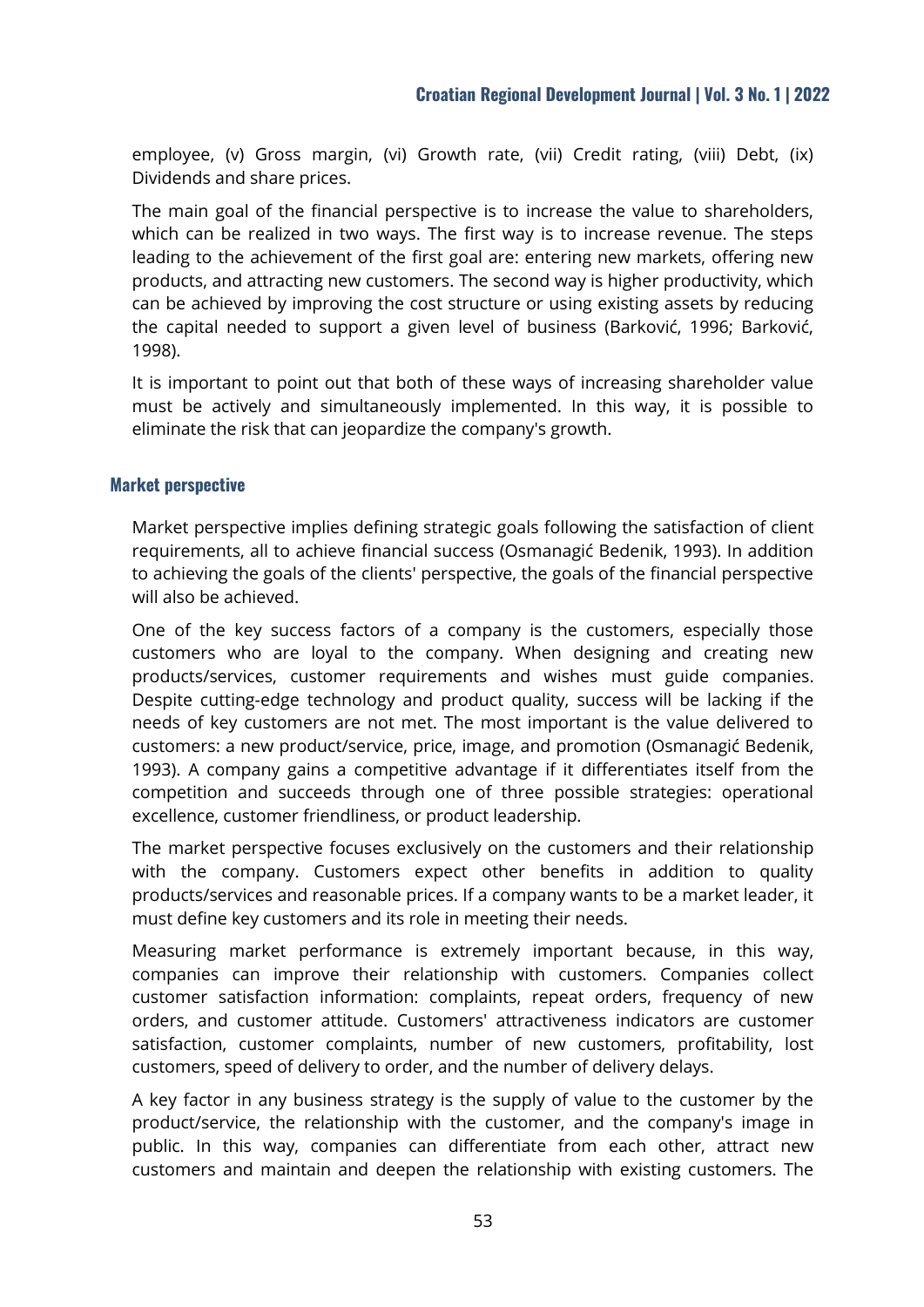employee, (v) Gross margin, (vi) Growth rate, (vii) Credit rating, (viii) Debt, (ix) Dividends and share prices.

The main goal of the financial perspective is to increase the value to shareholders, which can be realized in two ways. The first way is to increase revenue. The steps leading to the achievement of the first goal are: entering new markets, offering new products, and attracting new customers. The second way is higher productivity, which can be achieved by improving the cost structure or using existing assets by reducing the capital needed to support a given level of business (Barković, 1996; Barković, 1998).

It is important to point out that both of these ways of increasing shareholder value must be actively and simultaneously implemented. In this way, it is possible to eliminate the risk that can jeopardize the company's growth.

### Market perspective

Market perspective implies defining strategic goals following the satisfaction of client requirements, all to achieve financial success (Osmanagić Bedenik, 1993). In addition to achieving the goals of the clients' perspective, the goals of the financial perspective will also be achieved.

One of the key success factors of a company is the customers, especially those customers who are loyal to the company. When designing and creating new products/services, customer requirements and wishes must guide companies. Despite cutting-edge technology and product quality, success will be lacking if the needs of key customers are not met. The most important is the value delivered to customers: a new product/service, price, image, and promotion (Osmanagić Bedenik, 1993). A company gains a competitive advantage if it differentiates itself from the competition and succeeds through one of three possible strategies: operational excellence, customer friendliness, or product leadership.

The market perspective focuses exclusively on the customers and their relationship with the company. Customers expect other benefits in addition to quality products/services and reasonable prices. If a company wants to be a market leader, it must define key customers and its role in meeting their needs.

Measuring market performance is extremely important because, in this way, companies can improve their relationship with customers. Companies collect customer satisfaction information: complaints, repeat orders, frequency of new orders, and customer attitude. Customers' attractiveness indicators are customer satisfaction, customer complaints, number of new customers, profitability, lost customers, speed of delivery to order, and the number of delivery delays.

A key factor in any business strategy is the supply of value to the customer by the product/service, the relationship with the customer, and the company's image in public. In this way, companies can differentiate from each other, attract new customers and maintain and deepen the relationship with existing customers. The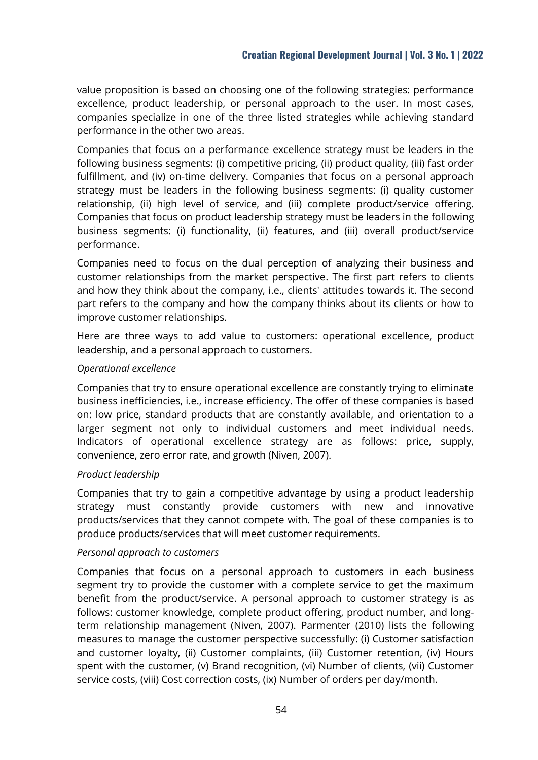value proposition is based on choosing one of the following strategies: performance excellence, product leadership, or personal approach to the user. In most cases, companies specialize in one of the three listed strategies while achieving standard performance in the other two areas.

Companies that focus on a performance excellence strategy must be leaders in the following business segments: (i) competitive pricing, (ii) product quality, (iii) fast order fulfillment, and (iv) on-time delivery. Companies that focus on a personal approach strategy must be leaders in the following business segments: (i) quality customer relationship, (ii) high level of service, and (iii) complete product/service offering. Companies that focus on product leadership strategy must be leaders in the following business segments: (i) functionality, (ii) features, and (iii) overall product/service performance.

Companies need to focus on the dual perception of analyzing their business and customer relationships from the market perspective. The first part refers to clients and how they think about the company, i.e., clients' attitudes towards it. The second part refers to the company and how the company thinks about its clients or how to improve customer relationships.

Here are three ways to add value to customers: operational excellence, product leadership, and a personal approach to customers.

*Operational excellence*

Companies that try to ensure operational excellence are constantly trying to eliminate business inefficiencies, i.e., increase efficiency. The offer of these companies is based on: low price, standard products that are constantly available, and orientation to a larger segment not only to individual customers and meet individual needs. Indicators of operational excellence strategy are as follows: price, supply, convenience, zero error rate, and growth (Niven, 2007).

*Product leadership*

Companies that try to gain a competitive advantage by using a product leadership strategy must constantly provide customers with new and innovative products/services that they cannot compete with. The goal of these companies is to produce products/services that will meet customer requirements.

*Personal approach to customers*

Companies that focus on a personal approach to customers in each business segment try to provide the customer with a complete service to get the maximum benefit from the product/service. A personal approach to customer strategy is as follows: customer knowledge, complete product offering, product number, and long-term relationship management (Niven, 2007). Parmenter (2010) lists the following measures to manage the customer perspective successfully: (i) Customer satisfaction and customer loyalty, (ii) Customer complaints, (iii) Customer retention, (iv) Hours spent with the customer, (v) Brand recognition, (vi) Number of clients, (vii) Customer service costs, (viii) Cost correction costs, (ix) Number of orders per day/month.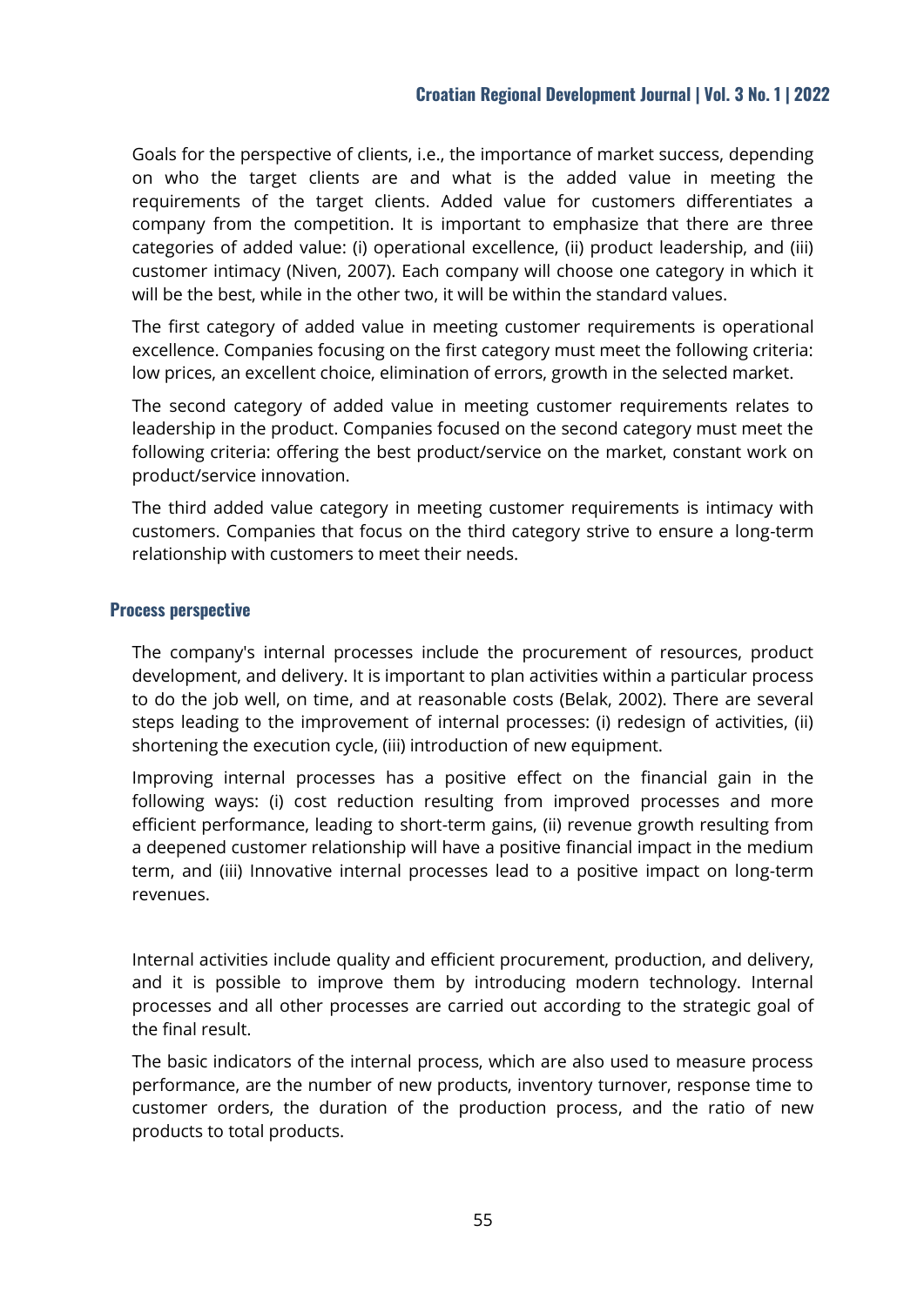Goals for the perspective of clients, i.e., the importance of market success, depending on who the target clients are and what is the added value in meeting the requirements of the target clients. Added value for customers differentiates a company from the competition. It is important to emphasize that there are three categories of added value: (i) operational excellence, (ii) product leadership, and (iii) customer intimacy (Niven, 2007). Each company will choose one category in which it will be the best, while in the other two, it will be within the standard values.

The first category of added value in meeting customer requirements is operational excellence. Companies focusing on the first category must meet the following criteria: low prices, an excellent choice, elimination of errors, growth in the selected market.

The second category of added value in meeting customer requirements relates to leadership in the product. Companies focused on the second category must meet the following criteria: offering the best product/service on the market, constant work on product/service innovation.

The third added value category in meeting customer requirements is intimacy with customers. Companies that focus on the third category strive to ensure a long-term relationship with customers to meet their needs.

### Process perspective

The company's internal processes include the procurement of resources, product development, and delivery. It is important to plan activities within a particular process to do the job well, on time, and at reasonable costs (Belak, 2002). There are several steps leading to the improvement of internal processes: (i) redesign of activities, (ii) shortening the execution cycle, (iii) introduction of new equipment.

Improving internal processes has a positive effect on the financial gain in the following ways: (i) cost reduction resulting from improved processes and more efficient performance, leading to short-term gains, (ii) revenue growth resulting from a deepened customer relationship will have a positive financial impact in the medium term, and (iii) Innovative internal processes lead to a positive impact on long-term revenues.

Internal activities include quality and efficient procurement, production, and delivery, and it is possible to improve them by introducing modern technology. Internal processes and all other processes are carried out according to the strategic goal of the final result.

The basic indicators of the internal process, which are also used to measure process performance, are the number of new products, inventory turnover, response time to customer orders, the duration of the production process, and the ratio of new products to total products.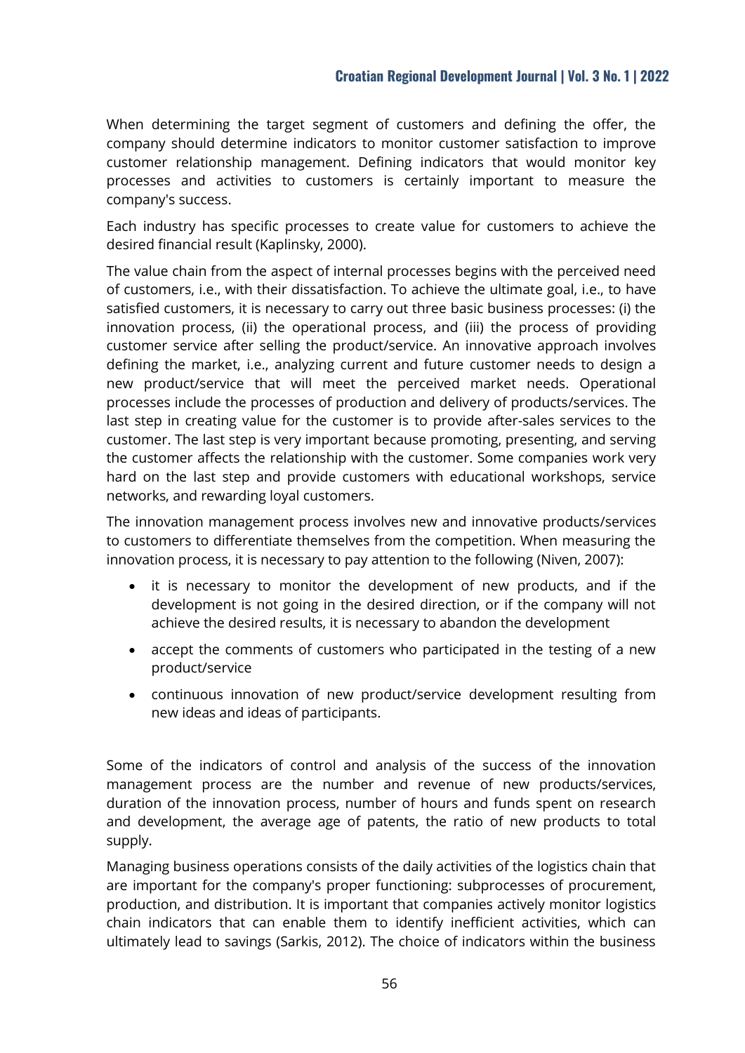When determining the target segment of customers and defining the offer, the company should determine indicators to monitor customer satisfaction to improve customer relationship management. Defining indicators that would monitor key processes and activities to customers is certainly important to measure the company's success.

Each industry has specific processes to create value for customers to achieve the desired financial result (Kaplinsky, 2000).

The value chain from the aspect of internal processes begins with the perceived need of customers, i.e., with their dissatisfaction. To achieve the ultimate goal, i.e., to have satisfied customers, it is necessary to carry out three basic business processes: (i) the innovation process, (ii) the operational process, and (iii) the process of providing customer service after selling the product/service. An innovative approach involves defining the market, i.e., analyzing current and future customer needs to design a new product/service that will meet the perceived market needs. Operational processes include the processes of production and delivery of products/services. The last step in creating value for the customer is to provide after-sales services to the customer. The last step is very important because promoting, presenting, and serving the customer affects the relationship with the customer. Some companies work very hard on the last step and provide customers with educational workshops, service networks, and rewarding loyal customers.

The innovation management process involves new and innovative products/services to customers to differentiate themselves from the competition. When measuring the innovation process, it is necessary to pay attention to the following (Niven, 2007):

- it is necessary to monitor the development of new products, and if the development is not going in the desired direction, or if the company will not achieve the desired results, it is necessary to abandon the development
- accept the comments of customers who participated in the testing of a new product/service
- continuous innovation of new product/service development resulting from new ideas and ideas of participants.

Some of the indicators of control and analysis of the success of the innovation management process are the number and revenue of new products/services, duration of the innovation process, number of hours and funds spent on research and development, the average age of patents, the ratio of new products to total supply.

Managing business operations consists of the daily activities of the logistics chain that are important for the company's proper functioning: subprocesses of procurement, production, and distribution. It is important that companies actively monitor logistics chain indicators that can enable them to identify inefficient activities, which can ultimately lead to savings (Sarkis, 2012). The choice of indicators within the business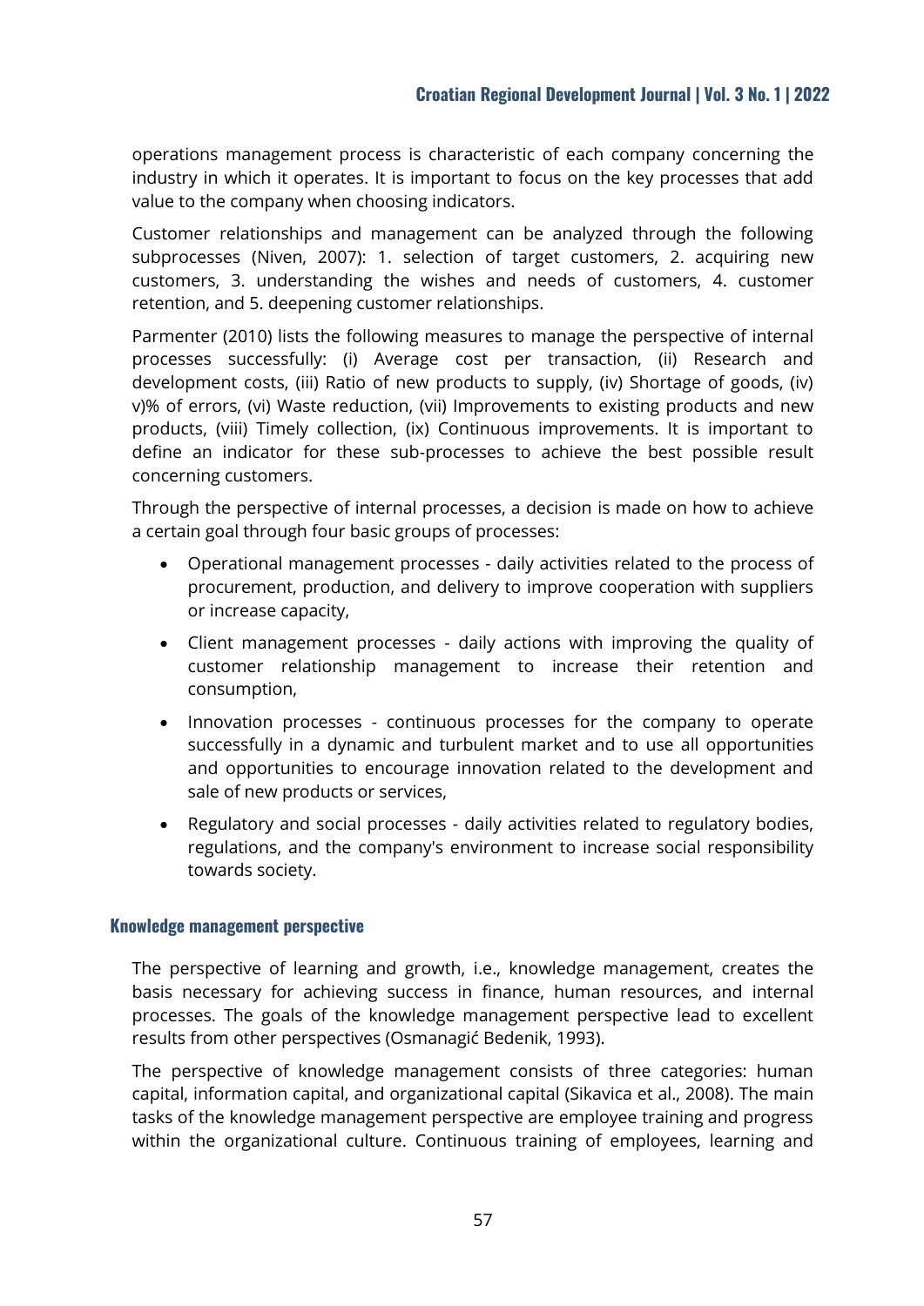operations management process is characteristic of each company concerning the industry in which it operates. It is important to focus on the key processes that add value to the company when choosing indicators.

Customer relationships and management can be analyzed through the following subprocesses (Niven, 2007): 1. selection of target customers, 2. acquiring new customers, 3. understanding the wishes and needs of customers, 4. customer retention, and 5. deepening customer relationships.

Parmenter (2010) lists the following measures to manage the perspective of internal processes successfully: (i) Average cost per transaction, (ii) Research and development costs, (iii) Ratio of new products to supply, (iv) Shortage of goods, (iv) v)% of errors, (vi) Waste reduction, (vii) Improvements to existing products and new products, (viii) Timely collection, (ix) Continuous improvements. It is important to define an indicator for these sub-processes to achieve the best possible result concerning customers.

Through the perspective of internal processes, a decision is made on how to achieve a certain goal through four basic groups of processes:

- Operational management processes - daily activities related to the process of procurement, production, and delivery to improve cooperation with suppliers or increase capacity,
- Client management processes - daily actions with improving the quality of customer relationship management to increase their retention and consumption,
- Innovation processes - continuous processes for the company to operate successfully in a dynamic and turbulent market and to use all opportunities and opportunities to encourage innovation related to the development and sale of new products or services,
- Regulatory and social processes - daily activities related to regulatory bodies, regulations, and the company's environment to increase social responsibility towards society.

#### Knowledge management perspective

The perspective of learning and growth, i.e., knowledge management, creates the basis necessary for achieving success in finance, human resources, and internal processes. The goals of the knowledge management perspective lead to excellent results from other perspectives (Osmanagić Bedenik, 1993).

The perspective of knowledge management consists of three categories: human capital, information capital, and organizational capital (Sikavica et al., 2008). The main tasks of the knowledge management perspective are employee training and progress within the organizational culture. Continuous training of employees, learning and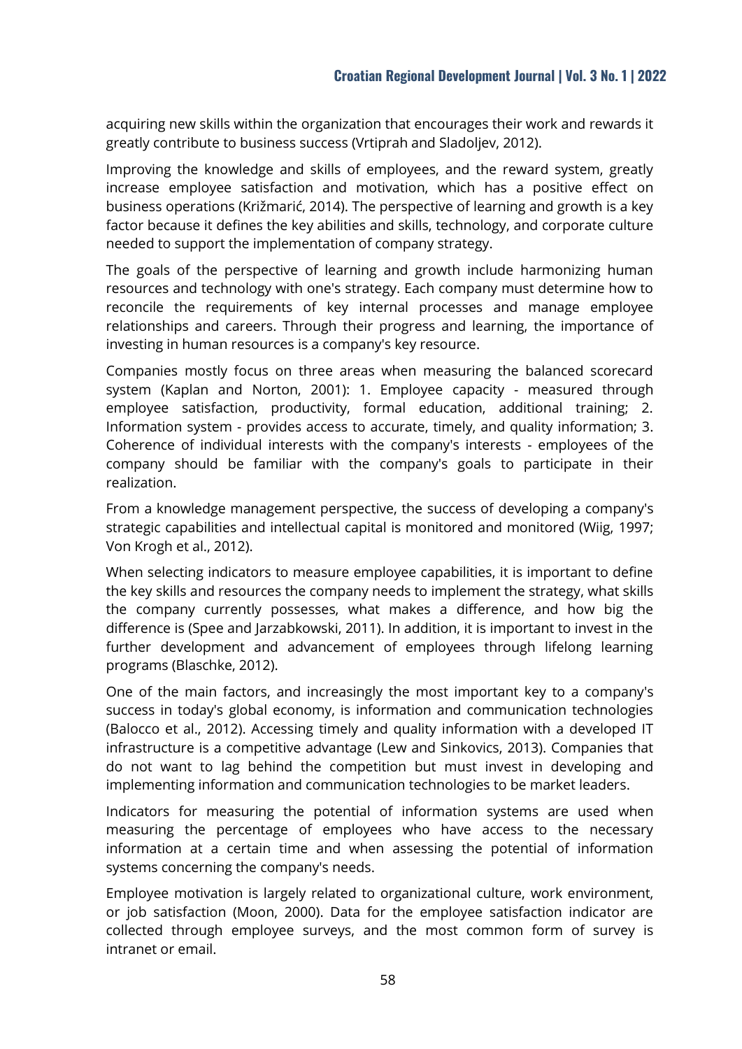acquiring new skills within the organization that encourages their work and rewards it greatly contribute to business success (Vrtiprah and Sladoljev, 2012).

Improving the knowledge and skills of employees, and the reward system, greatly increase employee satisfaction and motivation, which has a positive effect on business operations (Křižmarić, 2014). The perspective of learning and growth is a key factor because it defines the key abilities and skills, technology, and corporate culture needed to support the implementation of company strategy.

The goals of the perspective of learning and growth include harmonizing human resources and technology with one's strategy. Each company must determine how to reconcile the requirements of key internal processes and manage employee relationships and careers. Through their progress and learning, the importance of investing in human resources is a company's key resource.

Companies mostly focus on three areas when measuring the balanced scorecard system (Kaplan and Norton, 2001): 1. Employee capacity - measured through employee satisfaction, productivity, formal education, additional training; 2. Information system - provides access to accurate, timely, and quality information; 3. Coherence of individual interests with the company's interests - employees of the company should be familiar with the company's goals to participate in their realization.

From a knowledge management perspective, the success of developing a company's strategic capabilities and intellectual capital is monitored and monitored (Wiig, 1997; Von Krogh et al., 2012).

When selecting indicators to measure employee capabilities, it is important to define the key skills and resources the company needs to implement the strategy, what skills the company currently possesses, what makes a difference, and how big the difference is (Spee and Jarzabkowski, 2011). In addition, it is important to invest in the further development and advancement of employees through lifelong learning programs (Blaschke, 2012).

One of the main factors, and increasingly the most important key to a company's success in today's global economy, is information and communication technologies (Balocco et al., 2012). Accessing timely and quality information with a developed IT infrastructure is a competitive advantage (Lew and Sinkovics, 2013). Companies that do not want to lag behind the competition but must invest in developing and implementing information and communication technologies to be market leaders.

Indicators for measuring the potential of information systems are used when measuring the percentage of employees who have access to the necessary information at a certain time and when assessing the potential of information systems concerning the company's needs.

Employee motivation is largely related to organizational culture, work environment, or job satisfaction (Moon, 2000). Data for the employee satisfaction indicator are collected through employee surveys, and the most common form of survey is intranet or email.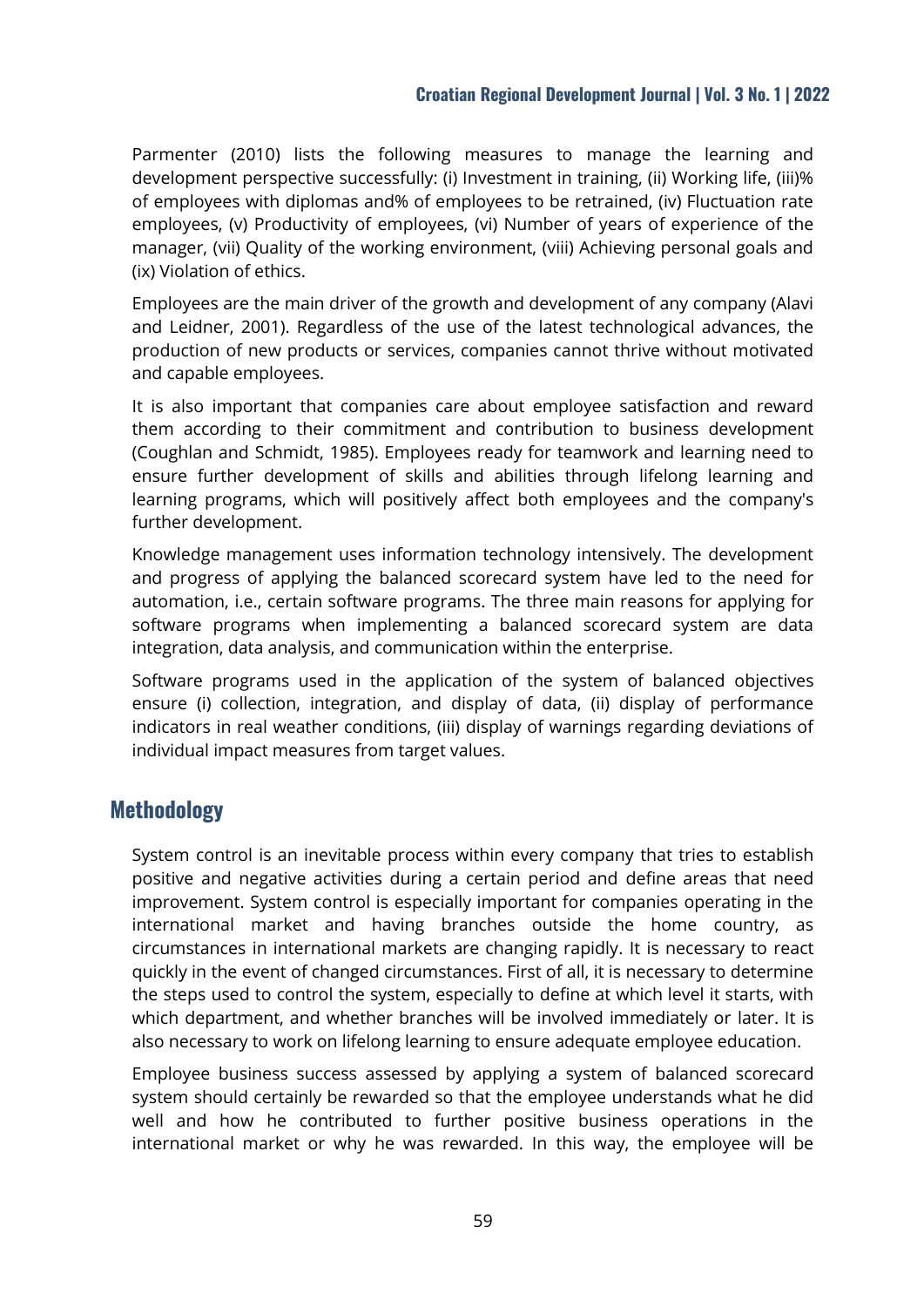Parmenter (2010) lists the following measures to manage the learning and development perspective successfully: (i) Investment in training, (ii) Working life, (iii)% of employees with diplomas and% of employees to be retrained, (iv) Fluctuation rate employees, (v) Productivity of employees, (vi) Number of years of experience of the manager, (vii) Quality of the working environment, (viii) Achieving personal goals and (ix) Violation of ethics.

Employees are the main driver of the growth and development of any company (Alavi and Leidner, 2001). Regardless of the use of the latest technological advances, the production of new products or services, companies cannot thrive without motivated and capable employees.

It is also important that companies care about employee satisfaction and reward them according to their commitment and contribution to business development (Coughlan and Schmidt, 1985). Employees ready for teamwork and learning need to ensure further development of skills and abilities through lifelong learning and learning programs, which will positively affect both employees and the company's further development.

Knowledge management uses information technology intensively. The development and progress of applying the balanced scorecard system have led to the need for automation, i.e., certain software programs. The three main reasons for applying for software programs when implementing a balanced scorecard system are data integration, data analysis, and communication within the enterprise.

Software programs used in the application of the system of balanced objectives ensure (i) collection, integration, and display of data, (ii) display of performance indicators in real weather conditions, (iii) display of warnings regarding deviations of individual impact measures from target values.

## Methodology

System control is an inevitable process within every company that tries to establish positive and negative activities during a certain period and define areas that need improvement. System control is especially important for companies operating in the international market and having branches outside the home country, as circumstances in international markets are changing rapidly. It is necessary to react quickly in the event of changed circumstances. First of all, it is necessary to determine the steps used to control the system, especially to define at which level it starts, with which department, and whether branches will be involved immediately or later. It is also necessary to work on lifelong learning to ensure adequate employee education.

Employee business success assessed by applying a system of balanced scorecard system should certainly be rewarded so that the employee understands what he did well and how he contributed to further positive business operations in the international market or why he was rewarded. In this way, the employee will be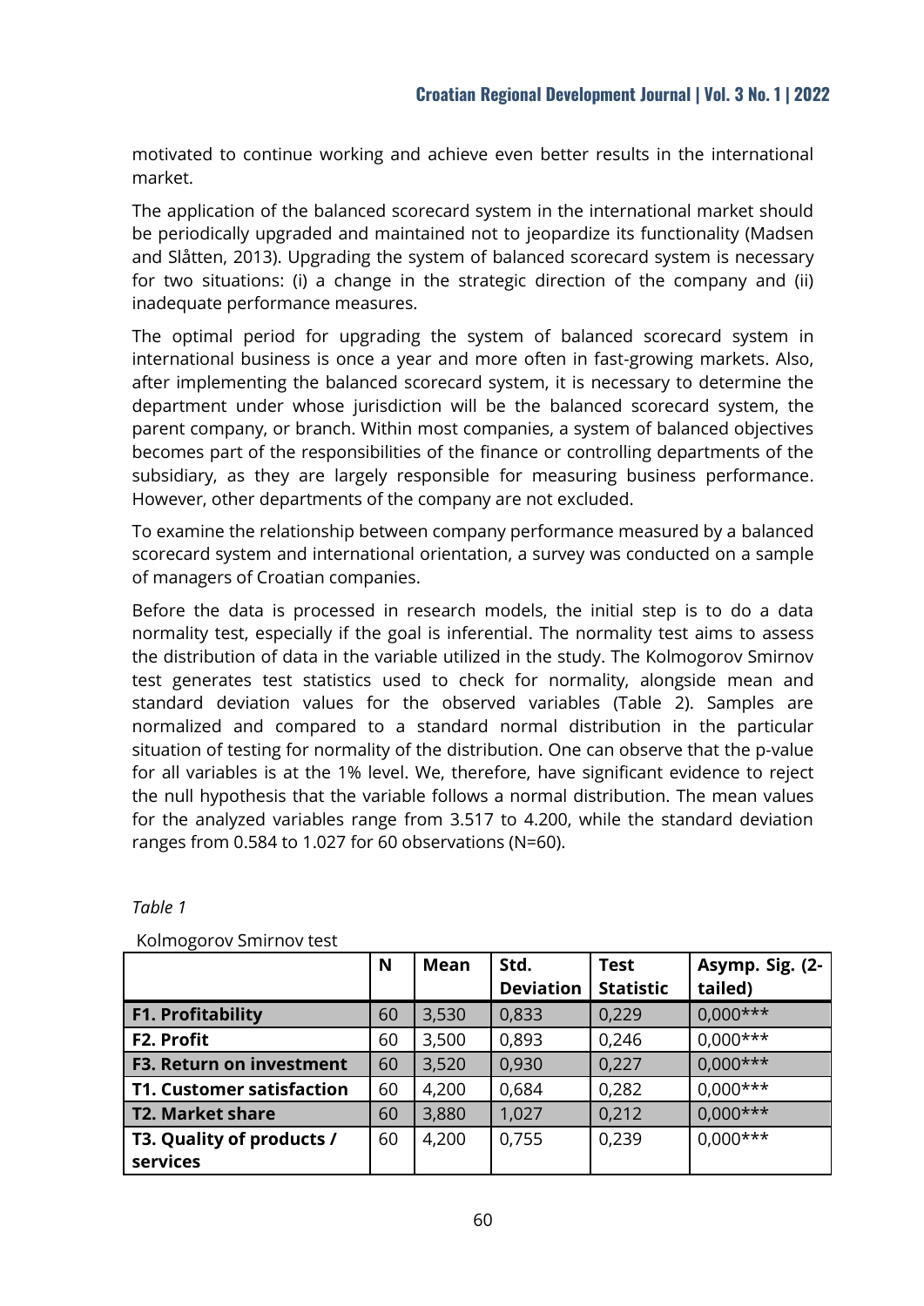motivated to continue working and achieve even better results in the international market.

The application of the balanced scorecard system in the international market should be periodically upgraded and maintained not to jeopardize its functionality (Madsen and Slåtten, 2013). Upgrading the system of balanced scorecard system is necessary for two situations: (i) a change in the strategic direction of the company and (ii) inadequate performance measures.

The optimal period for upgrading the system of balanced scorecard system in international business is once a year and more often in fast-growing markets. Also, after implementing the balanced scorecard system, it is necessary to determine the department under whose jurisdiction will be the balanced scorecard system, the parent company, or branch. Within most companies, a system of balanced objectives becomes part of the responsibilities of the finance or controlling departments of the subsidiary, as they are largely responsible for measuring business performance. However, other departments of the company are not excluded.

To examine the relationship between company performance measured by a balanced scorecard system and international orientation, a survey was conducted on a sample of managers of Croatian companies.

Before the data is processed in research models, the initial step is to do a data normality test, especially if the goal is inferential. The normality test aims to assess the distribution of data in the variable utilized in the study. The Kolmogorov Smirnov test generates test statistics used to check for normality, alongside mean and standard deviation values for the observed variables (Table 2). Samples are normalized and compared to a standard normal distribution in the particular situation of testing for normality of the distribution. One can observe that the p-value for all variables is at the 1% level. We, therefore, have significant evidence to reject the null hypothesis that the variable follows a normal distribution. The mean values for the analyzed variables range from 3.517 to 4.200, while the standard deviation ranges from 0.584 to 1.027 for 60 observations (N=60).

*Table 1*

Kolmogorov Smirnov test

| | N | Mean | Std. Deviation | Test Statistic | Asymp. Sig. (2-tailed) |
|---|---|---|---|---|---|
| **F1. Profitability** | 60 | 3,530 | 0,833 | 0,229 | 0,000*** |
| **F2. Profit** | 60 | 3,500 | 0,893 | 0,246 | 0,000*** |
| **F3. Return on investment** | 60 | 3,520 | 0,930 | 0,227 | 0,000*** |
| **T1. Customer satisfaction** | 60 | 4,200 | 0,684 | 0,282 | 0,000*** |
| **T2. Market share** | 60 | 3,880 | 1,027 | 0,212 | 0,000*** |
| **T3. Quality of products / services** | 60 | 4,200 | 0,755 | 0,239 | 0,000*** |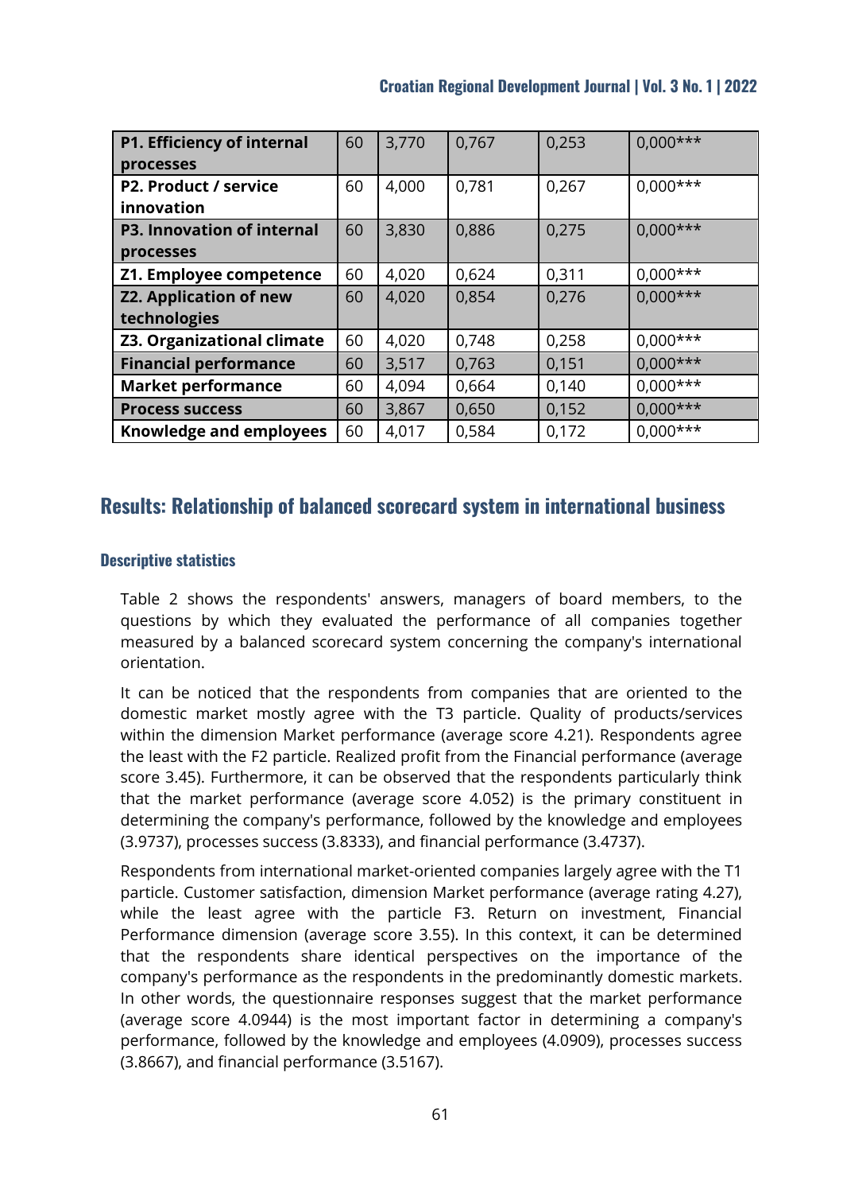| P1. Efficiency of internal processes | 60 | 3,770 | 0,767 | 0,253 | 0,000*** |
|---|---|---|---|---|---|
| P2. Product / service innovation | 60 | 4,000 | 0,781 | 0,267 | 0,000*** |
| P3. Innovation of internal processes | 60 | 3,830 | 0,886 | 0,275 | 0,000*** |
| Z1. Employee competence | 60 | 4,020 | 0,624 | 0,311 | 0,000*** |
| Z2. Application of new technologies | 60 | 4,020 | 0,854 | 0,276 | 0,000*** |
| Z3. Organizational climate | 60 | 4,020 | 0,748 | 0,258 | 0,000*** |
| Financial performance | 60 | 3,517 | 0,763 | 0,151 | 0,000*** |
| Market performance | 60 | 4,094 | 0,664 | 0,140 | 0,000*** |
| Process success | 60 | 3,867 | 0,650 | 0,152 | 0,000*** |
| Knowledge and employees | 60 | 4,017 | 0,584 | 0,172 | 0,000*** |

## Results: Relationship of balanced scorecard system in international business

### Descriptive statistics

Table 2 shows the respondents' answers, managers of board members, to the questions by which they evaluated the performance of all companies together measured by a balanced scorecard system concerning the company's international orientation.

It can be noticed that the respondents from companies that are oriented to the domestic market mostly agree with the T3 particle. Quality of products/services within the dimension Market performance (average score 4.21). Respondents agree the least with the F2 particle. Realized profit from the Financial performance (average score 3.45). Furthermore, it can be observed that the respondents particularly think that the market performance (average score 4.052) is the primary constituent in determining the company's performance, followed by the knowledge and employees (3.9737), processes success (3.8333), and financial performance (3.4737).

Respondents from international market-oriented companies largely agree with the T1 particle. Customer satisfaction, dimension Market performance (average rating 4.27), while the least agree with the particle F3. Return on investment, Financial Performance dimension (average score 3.55). In this context, it can be determined that the respondents share identical perspectives on the importance of the company's performance as the respondents in the predominantly domestic markets. In other words, the questionnaire responses suggest that the market performance (average score 4.0944) is the most important factor in determining a company's performance, followed by the knowledge and employees (4.0909), processes success (3.8667), and financial performance (3.5167).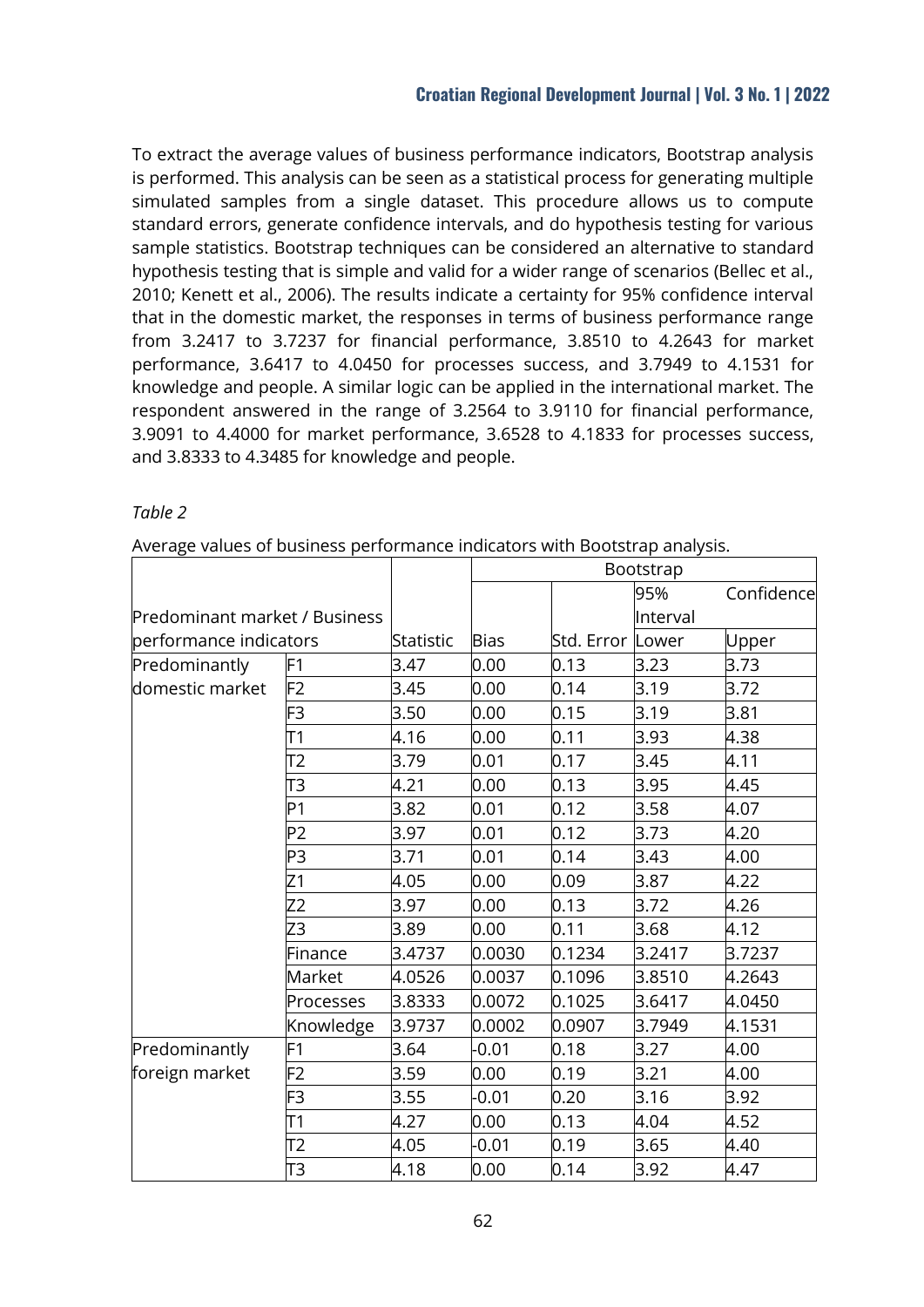To extract the average values of business performance indicators, Bootstrap analysis is performed. This analysis can be seen as a statistical process for generating multiple simulated samples from a single dataset. This procedure allows us to compute standard errors, generate confidence intervals, and do hypothesis testing for various sample statistics. Bootstrap techniques can be considered an alternative to standard hypothesis testing that is simple and valid for a wider range of scenarios (Bellec et al., 2010; Kenett et al., 2006). The results indicate a certainty for 95% confidence interval that in the domestic market, the responses in terms of business performance range from 3.2417 to 3.7237 for financial performance, 3.8510 to 4.2643 for market performance, 3.6417 to 4.0450 for processes success, and 3.7949 to 4.1531 for knowledge and people. A similar logic can be applied in the international market. The respondent answered in the range of 3.2564 to 3.9110 for financial performance, 3.9091 to 4.4000 for market performance, 3.6528 to 4.1833 for processes success, and 3.8333 to 4.3485 for knowledge and people.

*Table 2*

Average values of business performance indicators with Bootstrap analysis.

| Predominant market / Business performance indicators | | Statistic | Bootstrap | | | |
|---|---|---|---|---|---|---|
| | | | Bias | Std. Error | 95% Confidence Interval Lower | Upper |
| Predominantly domestic market | F1 | 3.47 | 0.00 | 0.13 | 3.23 | 3.73 |
| | F2 | 3.45 | 0.00 | 0.14 | 3.19 | 3.72 |
| | F3 | 3.50 | 0.00 | 0.15 | 3.19 | 3.81 |
| | T1 | 4.16 | 0.00 | 0.11 | 3.93 | 4.38 |
| | T2 | 3.79 | 0.01 | 0.17 | 3.45 | 4.11 |
| | T3 | 4.21 | 0.00 | 0.13 | 3.95 | 4.45 |
| | P1 | 3.82 | 0.01 | 0.12 | 3.58 | 4.07 |
| | P2 | 3.97 | 0.01 | 0.12 | 3.73 | 4.20 |
| | P3 | 3.71 | 0.01 | 0.14 | 3.43 | 4.00 |
| | Z1 | 4.05 | 0.00 | 0.09 | 3.87 | 4.22 |
| | Z2 | 3.97 | 0.00 | 0.13 | 3.72 | 4.26 |
| | Z3 | 3.89 | 0.00 | 0.11 | 3.68 | 4.12 |
| | Finance | 3.4737 | 0.0030 | 0.1234 | 3.2417 | 3.7237 |
| | Market | 4.0526 | 0.0037 | 0.1096 | 3.8510 | 4.2643 |
| | Processes | 3.8333 | 0.0072 | 0.1025 | 3.6417 | 4.0450 |
| | Knowledge | 3.9737 | 0.0002 | 0.0907 | 3.7949 | 4.1531 |
| Predominantly foreign market | F1 | 3.64 | -0.01 | 0.18 | 3.27 | 4.00 |
| | F2 | 3.59 | 0.00 | 0.19 | 3.21 | 4.00 |
| | F3 | 3.55 | -0.01 | 0.20 | 3.16 | 3.92 |
| | T1 | 4.27 | 0.00 | 0.13 | 4.04 | 4.52 |
| | T2 | 4.05 | -0.01 | 0.19 | 3.65 | 4.40 |
| | T3 | 4.18 | 0.00 | 0.14 | 3.92 | 4.47 |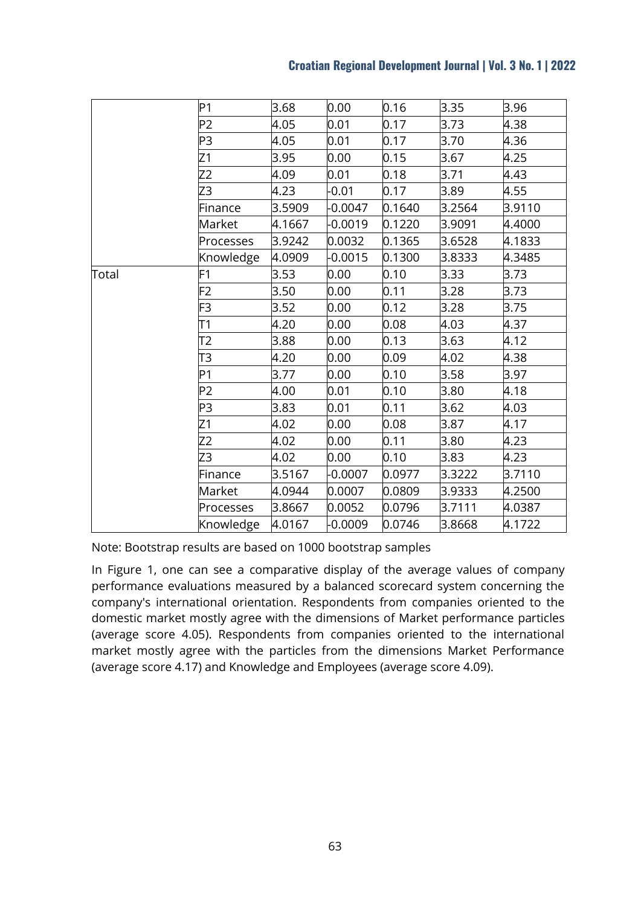| | | | | | | |
|---|---|---|---|---|---|---|
| | P1 | 3.68 | 0.00 | 0.16 | 3.35 | 3.96 |
| | P2 | 4.05 | 0.01 | 0.17 | 3.73 | 4.38 |
| | P3 | 4.05 | 0.01 | 0.17 | 3.70 | 4.36 |
| | Z1 | 3.95 | 0.00 | 0.15 | 3.67 | 4.25 |
| | Z2 | 4.09 | 0.01 | 0.18 | 3.71 | 4.43 |
| | Z3 | 4.23 | -0.01 | 0.17 | 3.89 | 4.55 |
| | Finance | 3.5909 | -0.0047 | 0.1640 | 3.2564 | 3.9110 |
| | Market | 4.1667 | -0.0019 | 0.1220 | 3.9091 | 4.4000 |
| | Processes | 3.9242 | 0.0032 | 0.1365 | 3.6528 | 4.1833 |
| | Knowledge | 4.0909 | -0.0015 | 0.1300 | 3.8333 | 4.3485 |
| Total | F1 | 3.53 | 0.00 | 0.10 | 3.33 | 3.73 |
| | F2 | 3.50 | 0.00 | 0.11 | 3.28 | 3.73 |
| | F3 | 3.52 | 0.00 | 0.12 | 3.28 | 3.75 |
| | T1 | 4.20 | 0.00 | 0.08 | 4.03 | 4.37 |
| | T2 | 3.88 | 0.00 | 0.13 | 3.63 | 4.12 |
| | T3 | 4.20 | 0.00 | 0.09 | 4.02 | 4.38 |
| | P1 | 3.77 | 0.00 | 0.10 | 3.58 | 3.97 |
| | P2 | 4.00 | 0.01 | 0.10 | 3.80 | 4.18 |
| | P3 | 3.83 | 0.01 | 0.11 | 3.62 | 4.03 |
| | Z1 | 4.02 | 0.00 | 0.08 | 3.87 | 4.17 |
| | Z2 | 4.02 | 0.00 | 0.11 | 3.80 | 4.23 |
| | Z3 | 4.02 | 0.00 | 0.10 | 3.83 | 4.23 |
| | Finance | 3.5167 | -0.0007 | 0.0977 | 3.3222 | 3.7110 |
| | Market | 4.0944 | 0.0007 | 0.0809 | 3.9333 | 4.2500 |
| | Processes | 3.8667 | 0.0052 | 0.0796 | 3.7111 | 4.0387 |
| | Knowledge | 4.0167 | -0.0009 | 0.0746 | 3.8668 | 4.1722 |

Note: Bootstrap results are based on 1000 bootstrap samples

In Figure 1, one can see a comparative display of the average values of company performance evaluations measured by a balanced scorecard system concerning the company's international orientation. Respondents from companies oriented to the domestic market mostly agree with the dimensions of Market performance particles (average score 4.05). Respondents from companies oriented to the international market mostly agree with the particles from the dimensions Market Performance (average score 4.17) and Knowledge and Employees (average score 4.09).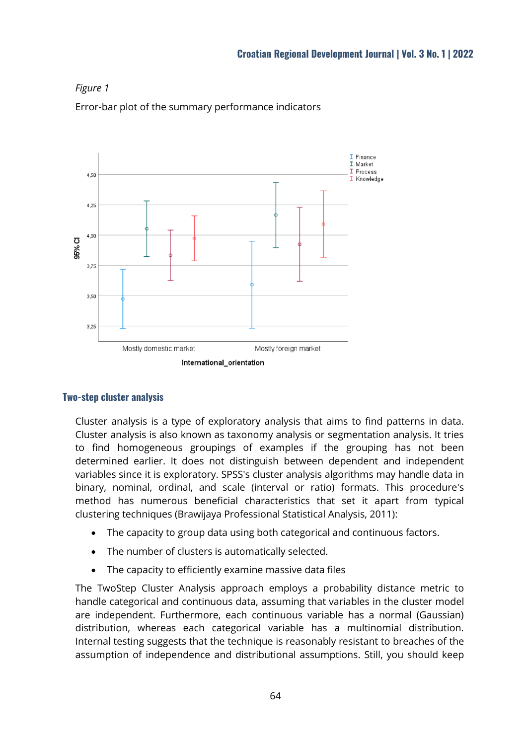*Figure 1*

Error-bar plot of the summary performance indicators

## Two-step cluster analysis

Cluster analysis is a type of exploratory analysis that aims to find patterns in data. Cluster analysis is also known as taxonomy analysis or segmentation analysis. It tries to find homogeneous groupings of examples if the grouping has not been determined earlier. It does not distinguish between dependent and independent variables since it is exploratory. SPSS's cluster analysis algorithms may handle data in binary, nominal, ordinal, and scale (interval or ratio) formats. This procedure's method has numerous beneficial characteristics that set it apart from typical clustering techniques (Brawijaya Professional Statistical Analysis, 2011):

- The capacity to group data using both categorical and continuous factors.
- The number of clusters is automatically selected.
- The capacity to efficiently examine massive data files

The TwoStep Cluster Analysis approach employs a probability distance metric to handle categorical and continuous data, assuming that variables in the cluster model are independent. Furthermore, each continuous variable has a normal (Gaussian) distribution, whereas each categorical variable has a multinomial distribution. Internal testing suggests that the technique is reasonably resistant to breaches of the assumption of independence and distributional assumptions. Still, you should keep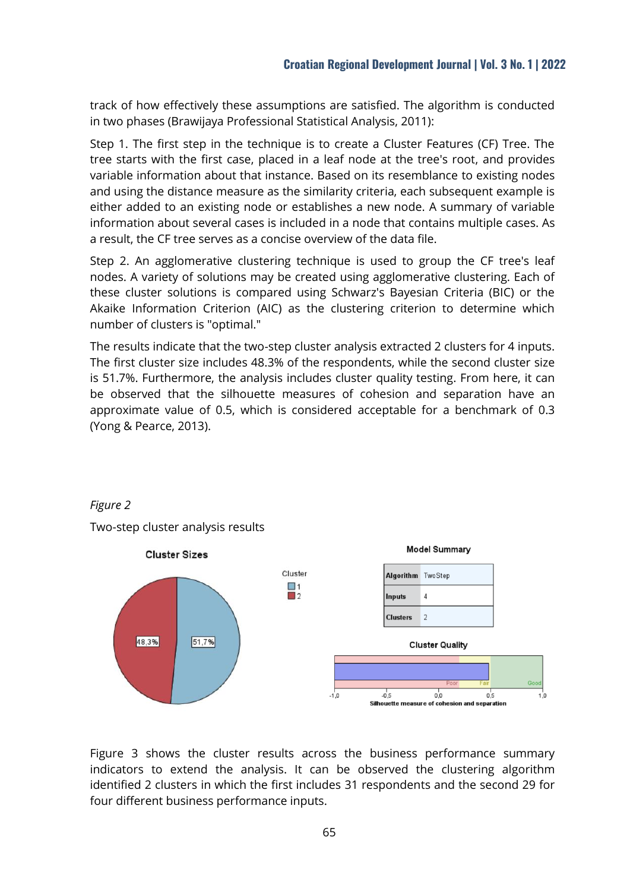track of how effectively these assumptions are satisfied. The algorithm is conducted in two phases (Brawijaya Professional Statistical Analysis, 2011):

Step 1. The first step in the technique is to create a Cluster Features (CF) Tree. The tree starts with the first case, placed in a leaf node at the tree's root, and provides variable information about that instance. Based on its resemblance to existing nodes and using the distance measure as the similarity criteria, each subsequent example is either added to an existing node or establishes a new node. A summary of variable information about several cases is included in a node that contains multiple cases. As a result, the CF tree serves as a concise overview of the data file.

Step 2. An agglomerative clustering technique is used to group the CF tree's leaf nodes. A variety of solutions may be created using agglomerative clustering. Each of these cluster solutions is compared using Schwarz's Bayesian Criteria (BIC) or the Akaike Information Criterion (AIC) as the clustering criterion to determine which number of clusters is "optimal."

The results indicate that the two-step cluster analysis extracted 2 clusters for 4 inputs. The first cluster size includes 48.3% of the respondents, while the second cluster size is 51.7%. Furthermore, the analysis includes cluster quality testing. From here, it can be observed that the silhouette measures of cohesion and separation have an approximate value of 0.5, which is considered acceptable for a benchmark of 0.3 (Yong & Pearce, 2013).

*Figure 2*

Two-step cluster analysis results

**Cluster Sizes**

Cluster: 1 — 51,7%; 2 — 48,3%

**Model Summary**

| Algorithm | TwoStep |
|---|---|
| Inputs | 4 |
| Clusters | 2 |

**Cluster Quality**

Silhouette measure of cohesion and separation (Poor / Fair / Good; scale -1,0 to 1,0)

Figure 3 shows the cluster results across the business performance summary indicators to extend the analysis. It can be observed the clustering algorithm identified 2 clusters in which the first includes 31 respondents and the second 29 for four different business performance inputs.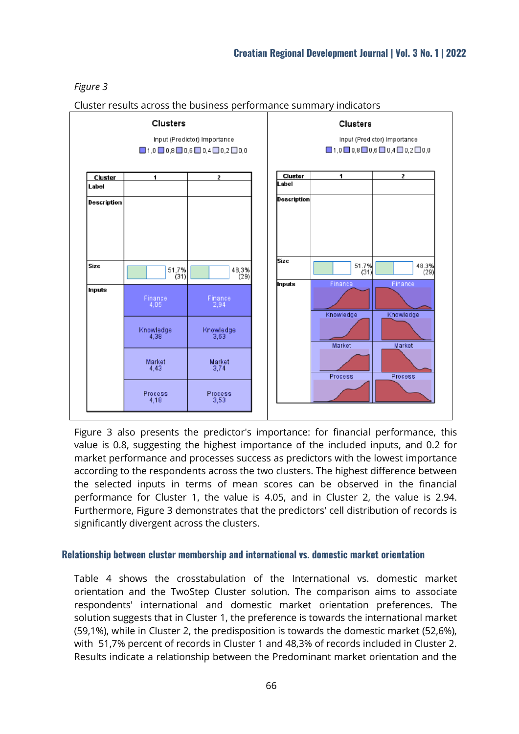*Figure 3*

Cluster results across the business performance summary indicators

| Cluster | 1 | 2 |
|---|---|---|
| Label | | |
| Description | | |
| Size | 51,7% (31) | 48,3% (29) |
| Inputs | Finance 4,05 | Finance 2,94 |
| | Knowledge 4,38 | Knowledge 3,63 |
| | Market 4,43 | Market 3,74 |
| | Process 4,18 | Process 3,53 |

Figure 3 also presents the predictor's importance: for financial performance, this value is 0.8, suggesting the highest importance of the included inputs, and 0.2 for market performance and processes success as predictors with the lowest importance according to the respondents across the two clusters. The highest difference between the selected inputs in terms of mean scores can be observed in the financial performance for Cluster 1, the value is 4.05, and in Cluster 2, the value is 2.94. Furthermore, Figure 3 demonstrates that the predictors' cell distribution of records is significantly divergent across the clusters.

## Relationship between cluster membership and international vs. domestic market orientation

Table 4 shows the crosstabulation of the International vs. domestic market orientation and the TwoStep Cluster solution. The comparison aims to associate respondents' international and domestic market orientation preferences. The solution suggests that in Cluster 1, the preference is towards the international market (59,1%), while in Cluster 2, the predisposition is towards the domestic market (52,6%), with 51,7% percent of records in Cluster 1 and 48,3% of records included in Cluster 2. Results indicate a relationship between the Predominant market orientation and the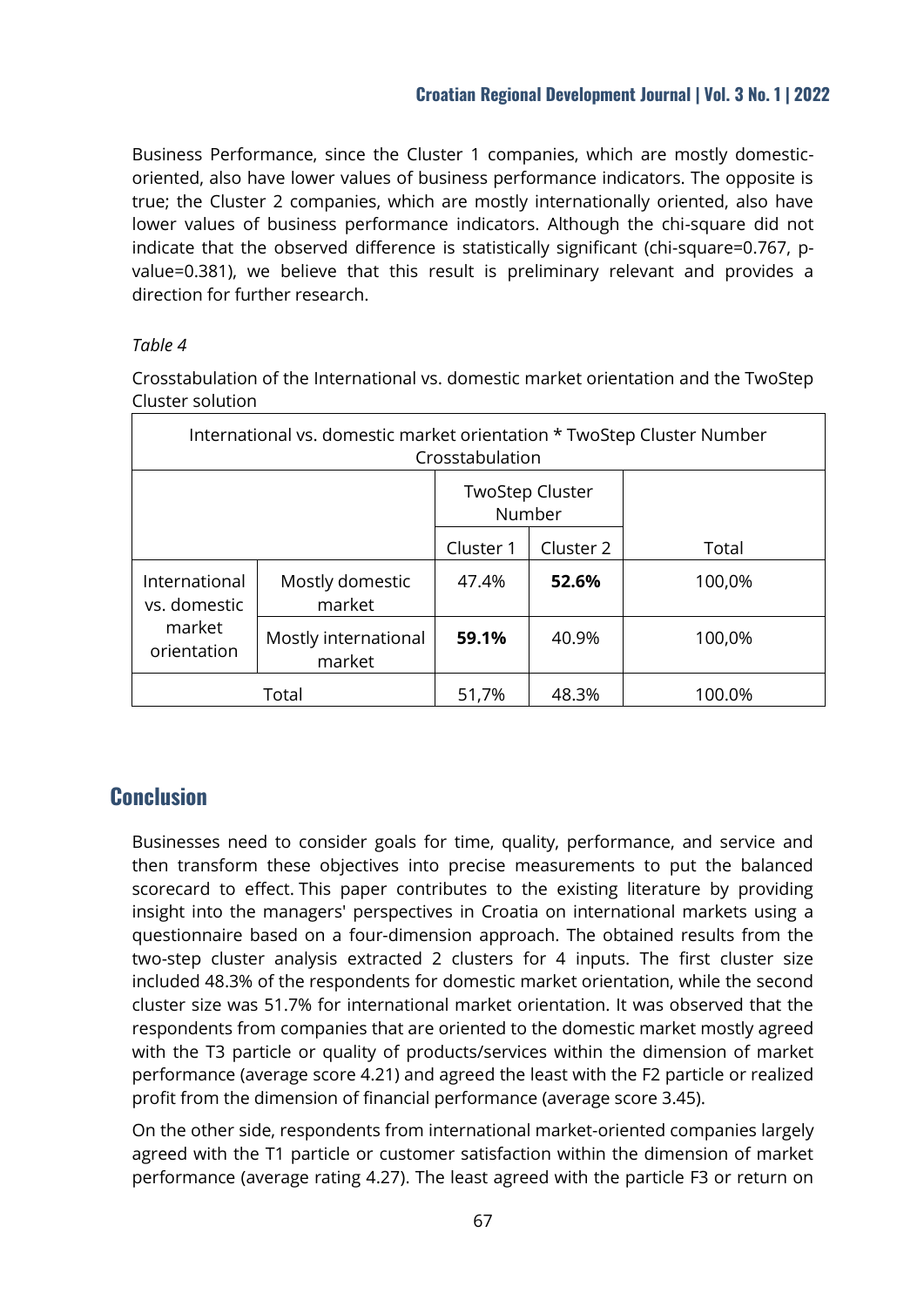Business Performance, since the Cluster 1 companies, which are mostly domestic-oriented, also have lower values of business performance indicators. The opposite is true; the Cluster 2 companies, which are mostly internationally oriented, also have lower values of business performance indicators. Although the chi-square did not indicate that the observed difference is statistically significant (chi-square=0.767, p-value=0.381), we believe that this result is preliminary relevant and provides a direction for further research.

*Table 4*

Crosstabulation of the International vs. domestic market orientation and the TwoStep Cluster solution

| International vs. domestic market orientation * TwoStep Cluster Number Crosstabulation | | | | |
|---|---|---|---|---|
| | | TwoStep Cluster Number | | |
| | | Cluster 1 | Cluster 2 | Total |
| International vs. domestic market orientation | Mostly domestic market | 47.4% | **52.6%** | 100,0% |
| | Mostly international market | **59.1%** | 40.9% | 100,0% |
| Total | | 51,7% | 48.3% | 100.0% |

## Conclusion

Businesses need to consider goals for time, quality, performance, and service and then transform these objectives into precise measurements to put the balanced scorecard to effect. This paper contributes to the existing literature by providing insight into the managers' perspectives in Croatia on international markets using a questionnaire based on a four-dimension approach. The obtained results from the two-step cluster analysis extracted 2 clusters for 4 inputs. The first cluster size included 48.3% of the respondents for domestic market orientation, while the second cluster size was 51.7% for international market orientation. It was observed that the respondents from companies that are oriented to the domestic market mostly agreed with the T3 particle or quality of products/services within the dimension of market performance (average score 4.21) and agreed the least with the F2 particle or realized profit from the dimension of financial performance (average score 3.45).

On the other side, respondents from international market-oriented companies largely agreed with the T1 particle or customer satisfaction within the dimension of market performance (average rating 4.27). The least agreed with the particle F3 or return on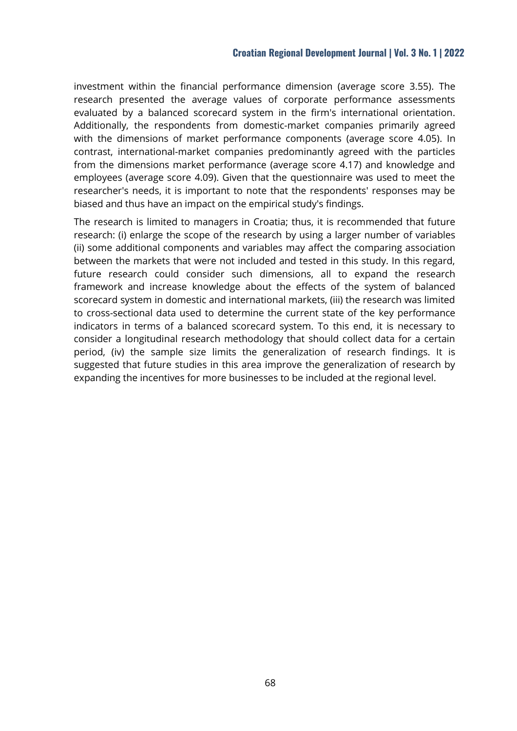investment within the financial performance dimension (average score 3.55). The research presented the average values of corporate performance assessments evaluated by a balanced scorecard system in the firm's international orientation. Additionally, the respondents from domestic-market companies primarily agreed with the dimensions of market performance components (average score 4.05). In contrast, international-market companies predominantly agreed with the particles from the dimensions market performance (average score 4.17) and knowledge and employees (average score 4.09). Given that the questionnaire was used to meet the researcher's needs, it is important to note that the respondents' responses may be biased and thus have an impact on the empirical study's findings.

The research is limited to managers in Croatia; thus, it is recommended that future research: (i) enlarge the scope of the research by using a larger number of variables (ii) some additional components and variables may affect the comparing association between the markets that were not included and tested in this study. In this regard, future research could consider such dimensions, all to expand the research framework and increase knowledge about the effects of the system of balanced scorecard system in domestic and international markets, (iii) the research was limited to cross-sectional data used to determine the current state of the key performance indicators in terms of a balanced scorecard system. To this end, it is necessary to consider a longitudinal research methodology that should collect data for a certain period, (iv) the sample size limits the generalization of research findings. It is suggested that future studies in this area improve the generalization of research by expanding the incentives for more businesses to be included at the regional level.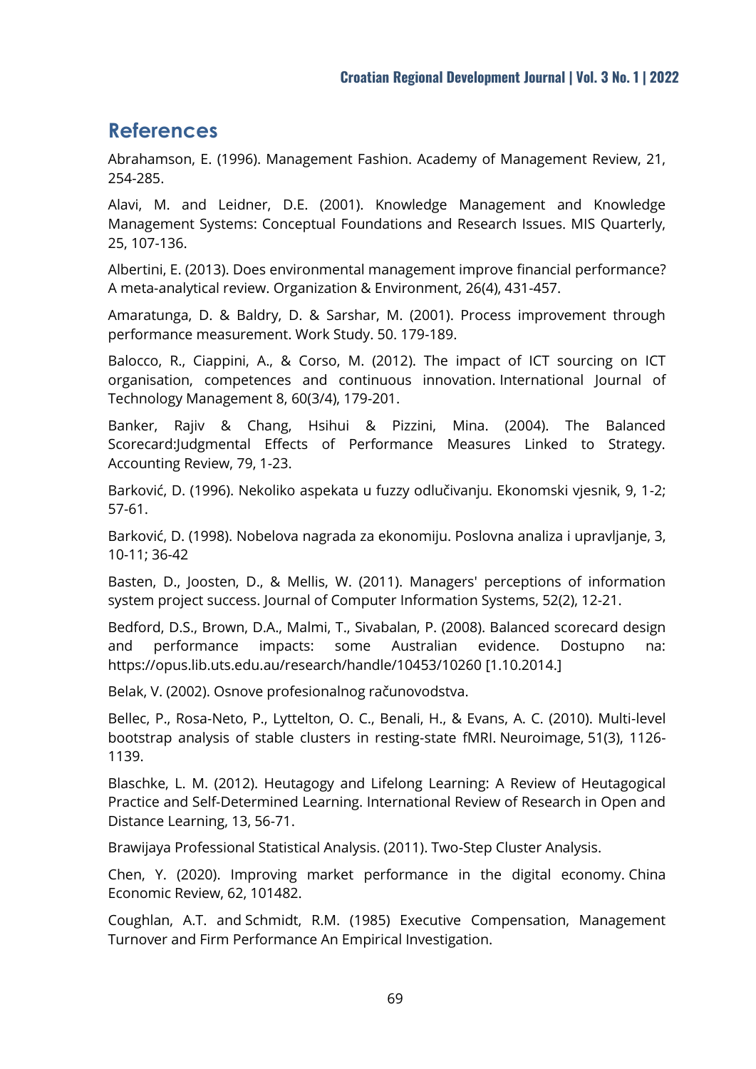## References

Abrahamson, E. (1996). Management Fashion. Academy of Management Review, 21, 254-285.

Alavi, M. and Leidner, D.E. (2001). Knowledge Management and Knowledge Management Systems: Conceptual Foundations and Research Issues. MIS Quarterly, 25, 107-136.

Albertini, E. (2013). Does environmental management improve financial performance? A meta-analytical review. Organization & Environment, 26(4), 431-457.

Amaratunga, D. & Baldry, D. & Sarshar, M. (2001). Process improvement through performance measurement. Work Study. 50. 179-189.

Balocco, R., Ciappini, A., & Corso, M. (2012). The impact of ICT sourcing on ICT organisation, competences and continuous innovation. International Journal of Technology Management 8, 60(3/4), 179-201.

Banker, Rajiv & Chang, Hsihui & Pizzini, Mina. (2004). The Balanced Scorecard:Judgmental Effects of Performance Measures Linked to Strategy. Accounting Review, 79, 1-23.

Barković, D. (1996). Nekoliko aspekata u fuzzy odlučivanju. Ekonomski vjesnik, 9, 1-2; 57-61.

Barković, D. (1998). Nobelova nagrada za ekonomiju. Poslovna analiza i upravljanje, 3, 10-11; 36-42

Basten, D., Joosten, D., & Mellis, W. (2011). Managers' perceptions of information system project success. Journal of Computer Information Systems, 52(2), 12-21.

Bedford, D.S., Brown, D.A., Malmi, T., Sivabalan, P. (2008). Balanced scorecard design and performance impacts: some Australian evidence. Dostupno na: https://opus.lib.uts.edu.au/research/handle/10453/10260 [1.10.2014.]

Belak, V. (2002). Osnove profesionalnog računovodstva.

Bellec, P., Rosa-Neto, P., Lyttelton, O. C., Benali, H., & Evans, A. C. (2010). Multi-level bootstrap analysis of stable clusters in resting-state fMRI. Neuroimage, 51(3), 1126-1139.

Blaschke, L. M. (2012). Heutagogy and Lifelong Learning: A Review of Heutagogical Practice and Self-Determined Learning. International Review of Research in Open and Distance Learning, 13, 56-71.

Brawijaya Professional Statistical Analysis. (2011). Two-Step Cluster Analysis.

Chen, Y. (2020). Improving market performance in the digital economy. China Economic Review, 62, 101482.

Coughlan, A.T. and Schmidt, R.M. (1985) Executive Compensation, Management Turnover and Firm Performance An Empirical Investigation.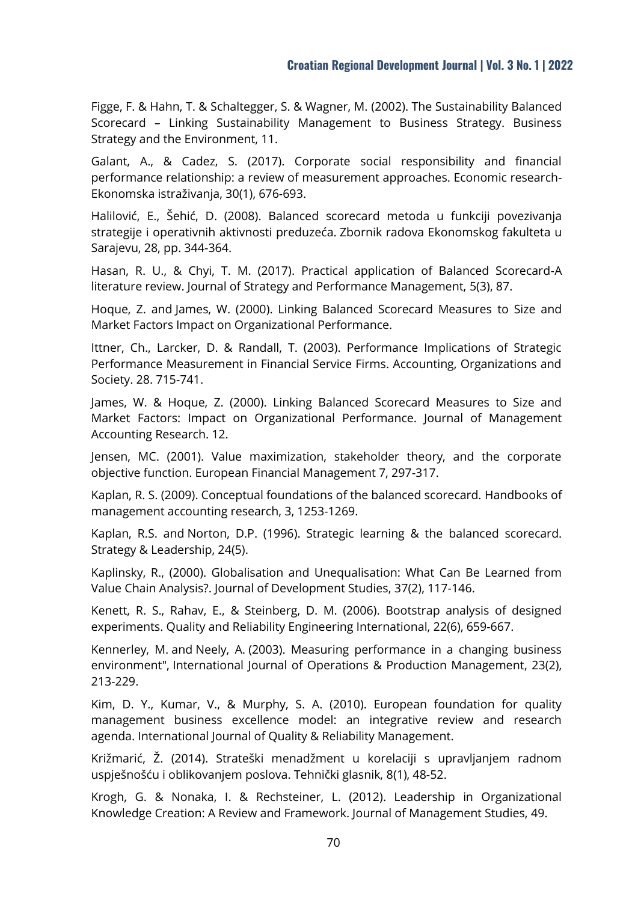Figge, F. & Hahn, T. & Schaltegger, S. & Wagner, M. (2002). The Sustainability Balanced Scorecard – Linking Sustainability Management to Business Strategy. Business Strategy and the Environment, 11.

Galant, A., & Cadez, S. (2017). Corporate social responsibility and financial performance relationship: a review of measurement approaches. Economic research-Ekonomska istraživanja, 30(1), 676-693.

Halilović, E., Šehić, D. (2008). Balanced scorecard metoda u funkciji povezivanja strategije i operativnih aktivnosti preduzeća. Zbornik radova Ekonomskog fakulteta u Sarajevu, 28, pp. 344-364.

Hasan, R. U., & Chyi, T. M. (2017). Practical application of Balanced Scorecard-A literature review. Journal of Strategy and Performance Management, 5(3), 87.

Hoque, Z. and James, W. (2000). Linking Balanced Scorecard Measures to Size and Market Factors Impact on Organizational Performance.

Ittner, Ch., Larcker, D. & Randall, T. (2003). Performance Implications of Strategic Performance Measurement in Financial Service Firms. Accounting, Organizations and Society. 28. 715-741.

James, W. & Hoque, Z. (2000). Linking Balanced Scorecard Measures to Size and Market Factors: Impact on Organizational Performance. Journal of Management Accounting Research. 12.

Jensen, MC. (2001). Value maximization, stakeholder theory, and the corporate objective function. European Financial Management 7, 297-317.

Kaplan, R. S. (2009). Conceptual foundations of the balanced scorecard. Handbooks of management accounting research, 3, 1253-1269.

Kaplan, R.S. and Norton, D.P. (1996). Strategic learning & the balanced scorecard. Strategy & Leadership, 24(5).

Kaplinsky, R., (2000). Globalisation and Unequalisation: What Can Be Learned from Value Chain Analysis?. Journal of Development Studies, 37(2), 117-146.

Kenett, R. S., Rahav, E., & Steinberg, D. M. (2006). Bootstrap analysis of designed experiments. Quality and Reliability Engineering International, 22(6), 659-667.

Kennerley, M. and Neely, A. (2003). Measuring performance in a changing business environment", International Journal of Operations & Production Management, 23(2), 213-229.

Kim, D. Y., Kumar, V., & Murphy, S. A. (2010). European foundation for quality management business excellence model: an integrative review and research agenda. International Journal of Quality & Reliability Management.

Križmarić, Ž. (2014). Strateški menadžment u korelaciji s upravljanjem radnom uspješnošću i oblikovanjem poslova. Tehnički glasnik, 8(1), 48-52.

Krogh, G. & Nonaka, I. & Rechsteiner, L. (2012). Leadership in Organizational Knowledge Creation: A Review and Framework. Journal of Management Studies, 49.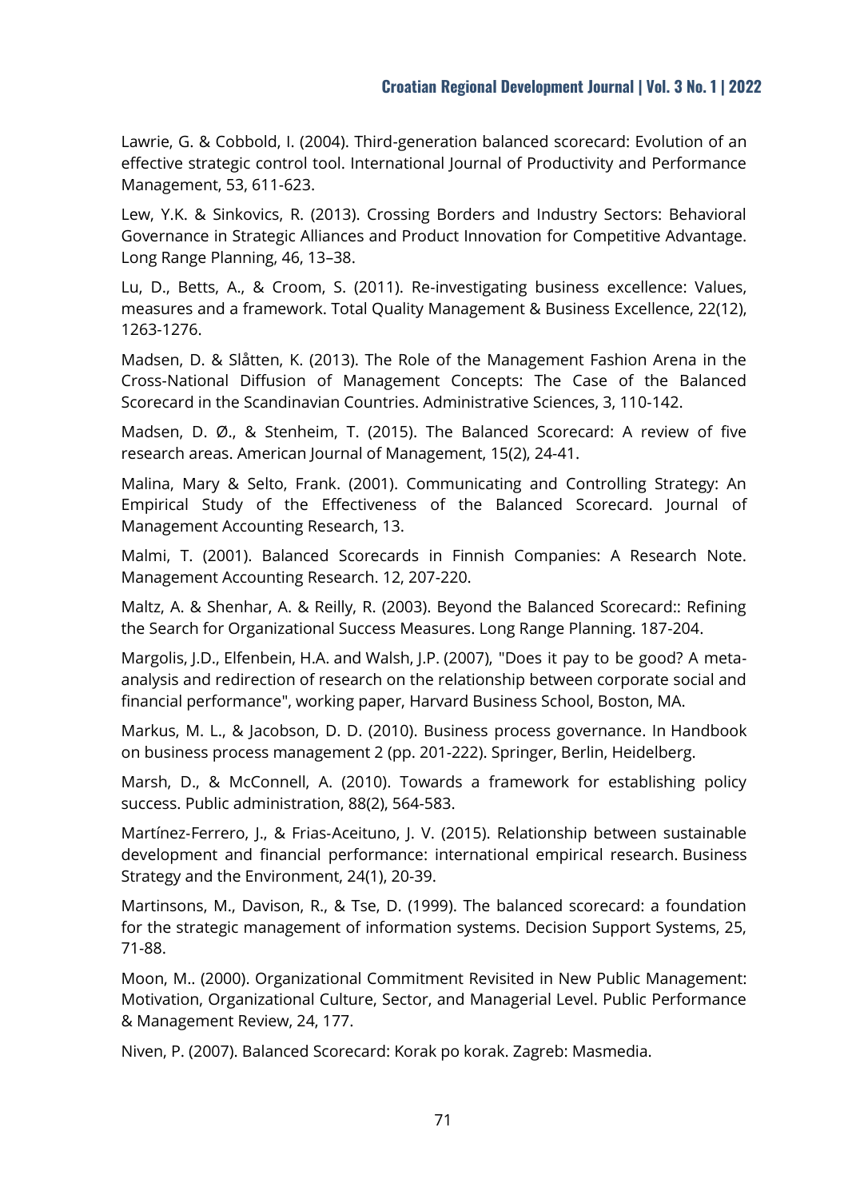Lawrie, G. & Cobbold, I. (2004). Third-generation balanced scorecard: Evolution of an effective strategic control tool. International Journal of Productivity and Performance Management, 53, 611-623.

Lew, Y.K. & Sinkovics, R. (2013). Crossing Borders and Industry Sectors: Behavioral Governance in Strategic Alliances and Product Innovation for Competitive Advantage. Long Range Planning, 46, 13–38.

Lu, D., Betts, A., & Croom, S. (2011). Re-investigating business excellence: Values, measures and a framework. Total Quality Management & Business Excellence, 22(12), 1263-1276.

Madsen, D. & Slåtten, K. (2013). The Role of the Management Fashion Arena in the Cross-National Diffusion of Management Concepts: The Case of the Balanced Scorecard in the Scandinavian Countries. Administrative Sciences, 3, 110-142.

Madsen, D. Ø., & Stenheim, T. (2015). The Balanced Scorecard: A review of five research areas. American Journal of Management, 15(2), 24-41.

Malina, Mary & Selto, Frank. (2001). Communicating and Controlling Strategy: An Empirical Study of the Effectiveness of the Balanced Scorecard. Journal of Management Accounting Research, 13.

Malmi, T. (2001). Balanced Scorecards in Finnish Companies: A Research Note. Management Accounting Research. 12, 207-220.

Maltz, A. & Shenhar, A. & Reilly, R. (2003). Beyond the Balanced Scorecard:: Refining the Search for Organizational Success Measures. Long Range Planning. 187-204.

Margolis, J.D., Elfenbein, H.A. and Walsh, J.P. (2007), "Does it pay to be good? A meta-analysis and redirection of research on the relationship between corporate social and financial performance", working paper, Harvard Business School, Boston, MA.

Markus, M. L., & Jacobson, D. D. (2010). Business process governance. In Handbook on business process management 2 (pp. 201-222). Springer, Berlin, Heidelberg.

Marsh, D., & McConnell, A. (2010). Towards a framework for establishing policy success. Public administration, 88(2), 564-583.

Martínez-Ferrero, J., & Frias-Aceituno, J. V. (2015). Relationship between sustainable development and financial performance: international empirical research. Business Strategy and the Environment, 24(1), 20-39.

Martinsons, M., Davison, R., & Tse, D. (1999). The balanced scorecard: a foundation for the strategic management of information systems. Decision Support Systems, 25, 71-88.

Moon, M.. (2000). Organizational Commitment Revisited in New Public Management: Motivation, Organizational Culture, Sector, and Managerial Level. Public Performance & Management Review, 24, 177.

Niven, P. (2007). Balanced Scorecard: Korak po korak. Zagreb: Masmedia.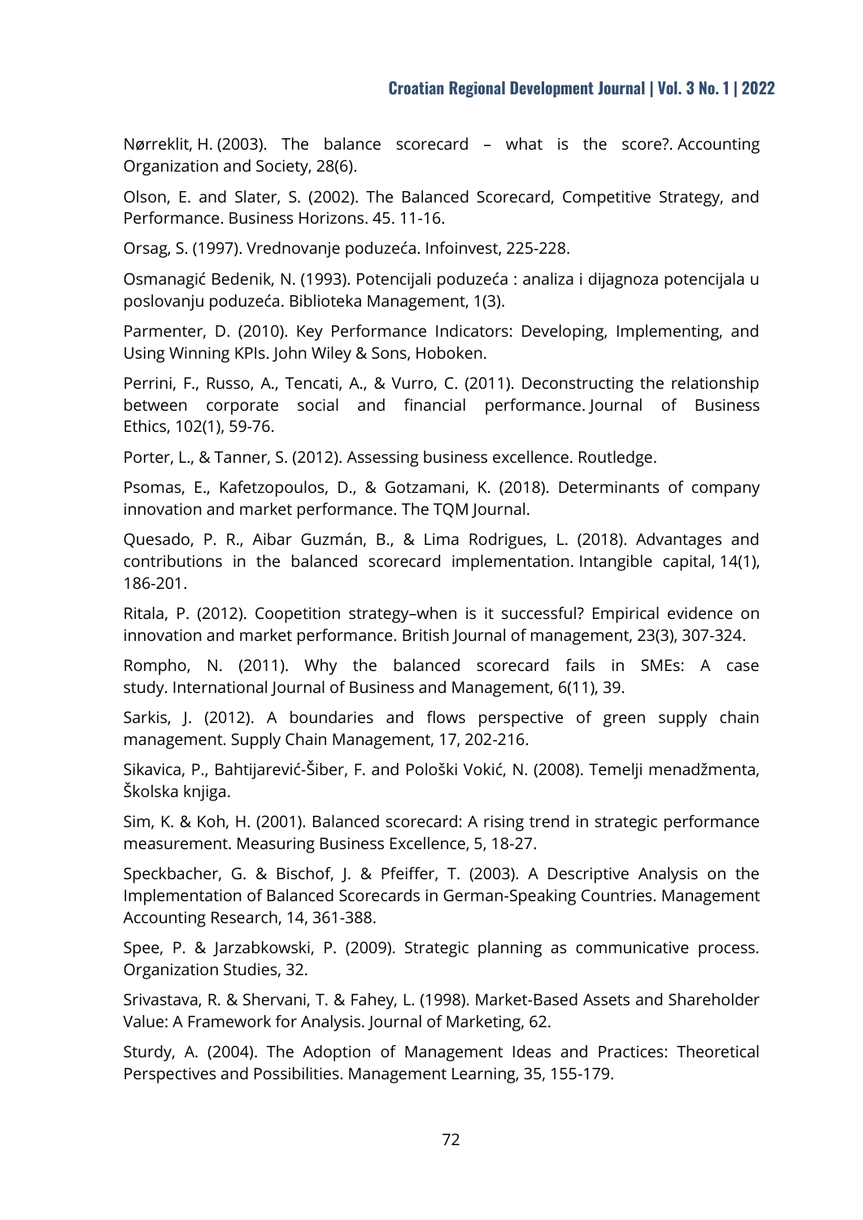Nørreklit, H. (2003). The balance scorecard – what is the score?. Accounting Organization and Society, 28(6).

Olson, E. and Slater, S. (2002). The Balanced Scorecard, Competitive Strategy, and Performance. Business Horizons. 45. 11-16.

Orsag, S. (1997). Vrednovanje poduzeća. Infoinvest, 225-228.

Osmanagić Bedenik, N. (1993). Potencijali poduzeća : analiza i dijagnoza potencijala u poslovanju poduzeća. Biblioteka Management, 1(3).

Parmenter, D. (2010). Key Performance Indicators: Developing, Implementing, and Using Winning KPIs. John Wiley & Sons, Hoboken.

Perrini, F., Russo, A., Tencati, A., & Vurro, C. (2011). Deconstructing the relationship between corporate social and financial performance. Journal of Business Ethics, 102(1), 59-76.

Porter, L., & Tanner, S. (2012). Assessing business excellence. Routledge.

Psomas, E., Kafetzopoulos, D., & Gotzamani, K. (2018). Determinants of company innovation and market performance. The TQM Journal.

Quesado, P. R., Aibar Guzmán, B., & Lima Rodrigues, L. (2018). Advantages and contributions in the balanced scorecard implementation. Intangible capital, 14(1), 186-201.

Ritala, P. (2012). Coopetition strategy–when is it successful? Empirical evidence on innovation and market performance. British Journal of management, 23(3), 307-324.

Rompho, N. (2011). Why the balanced scorecard fails in SMEs: A case study. International Journal of Business and Management, 6(11), 39.

Sarkis, J. (2012). A boundaries and flows perspective of green supply chain management. Supply Chain Management, 17, 202-216.

Sikavica, P., Bahtijarević-Šiber, F. and Pološki Vokić, N. (2008). Temelji menadžmenta, Školska knjiga.

Sim, K. & Koh, H. (2001). Balanced scorecard: A rising trend in strategic performance measurement. Measuring Business Excellence, 5, 18-27.

Speckbacher, G. & Bischof, J. & Pfeiffer, T. (2003). A Descriptive Analysis on the Implementation of Balanced Scorecards in German-Speaking Countries. Management Accounting Research, 14, 361-388.

Spee, P. & Jarzabkowski, P. (2009). Strategic planning as communicative process. Organization Studies, 32.

Srivastava, R. & Shervani, T. & Fahey, L. (1998). Market-Based Assets and Shareholder Value: A Framework for Analysis. Journal of Marketing, 62.

Sturdy, A. (2004). The Adoption of Management Ideas and Practices: Theoretical Perspectives and Possibilities. Management Learning, 35, 155-179.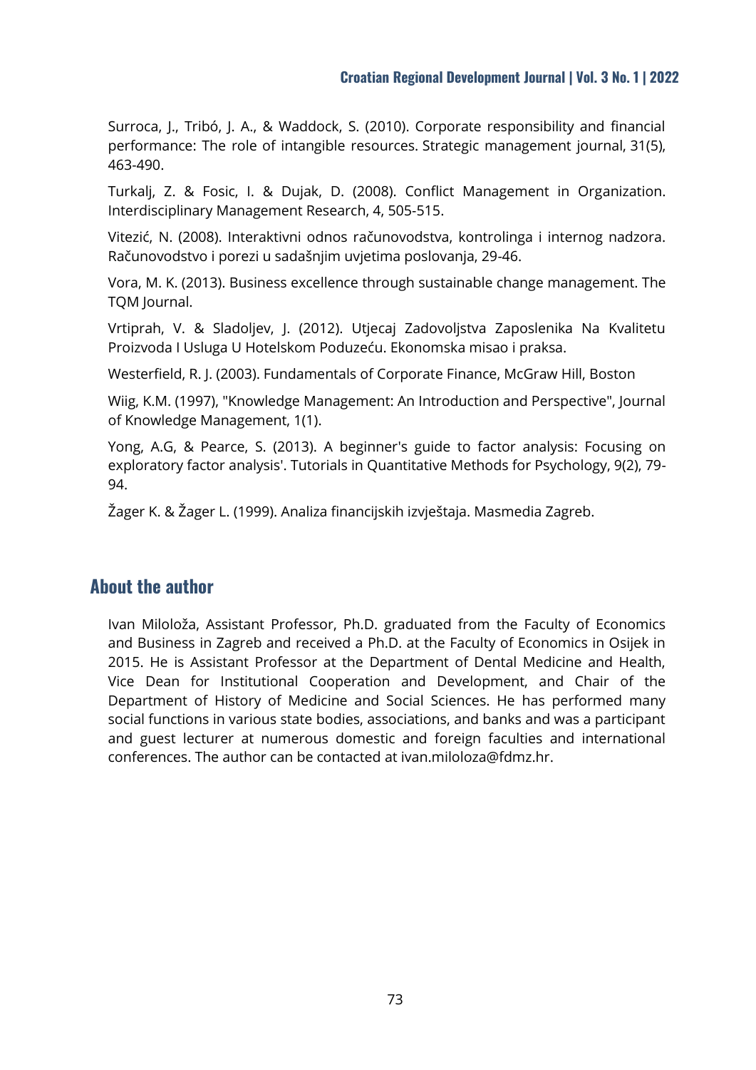Surroca, J., Tribó, J. A., & Waddock, S. (2010). Corporate responsibility and financial performance: The role of intangible resources. Strategic management journal, 31(5), 463-490.

Turkalj, Z. & Fosic, I. & Dujak, D. (2008). Conflict Management in Organization. Interdisciplinary Management Research, 4, 505-515.

Vitezić, N. (2008). Interaktivni odnos računovodstva, kontrolinga i internog nadzora. Računovodstvo i porezi u sadašnjim uvjetima poslovanja, 29-46.

Vora, M. K. (2013). Business excellence through sustainable change management. The TQM Journal.

Vrtiprah, V. & Sladoljev, J. (2012). Utjecaj Zadovoljstva Zaposlenika Na Kvalitetu Proizvoda I Usluga U Hotelskom Poduzeću. Ekonomska misao i praksa.

Westerfield, R. J. (2003). Fundamentals of Corporate Finance, McGraw Hill, Boston

Wiig, K.M. (1997), "Knowledge Management: An Introduction and Perspective", Journal of Knowledge Management, 1(1).

Yong, A.G, & Pearce, S. (2013). A beginner's guide to factor analysis: Focusing on exploratory factor analysis'. Tutorials in Quantitative Methods for Psychology, 9(2), 79-94.

Žager K. & Žager L. (1999). Analiza financijskih izvještaja. Masmedia Zagreb.

## About the author

Ivan Miloloža, Assistant Professor, Ph.D. graduated from the Faculty of Economics and Business in Zagreb and received a Ph.D. at the Faculty of Economics in Osijek in 2015. He is Assistant Professor at the Department of Dental Medicine and Health, Vice Dean for Institutional Cooperation and Development, and Chair of the Department of History of Medicine and Social Sciences. He has performed many social functions in various state bodies, associations, and banks and was a participant and guest lecturer at numerous domestic and foreign faculties and international conferences. The author can be contacted at ivan.miloloza@fdmz.hr.